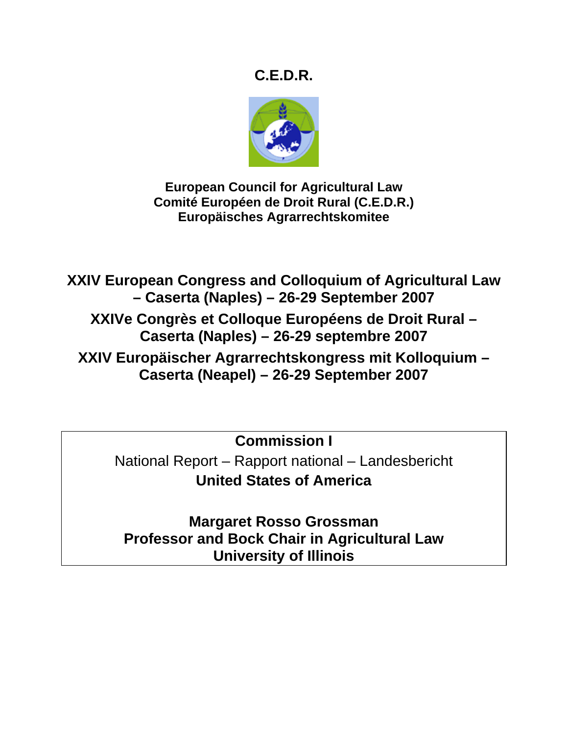# C.E.D.R.

**European Council for Agricultural Law**
**Comité Européen de Droit Rural (C.E.D.R.)**
**Europäisches Agrarrechtskomitee**

## XXIV European Congress and Colloquium of Agricultural Law – Caserta (Naples) – 26-29 September 2007

## XXIVe Congrès et Colloque Européens de Droit Rural – Caserta (Naples) – 26-29 septembre 2007

## XXIV Europäischer Agrarrechtskongress mit Kolloquium – Caserta (Neapel) – 26-29 September 2007

**Commission I**

National Report – Rapport national – Landesbericht

**United States of America**

**Margaret Rosso Grossman**
**Professor and Bock Chair in Agricultural Law**
**University of Illinois**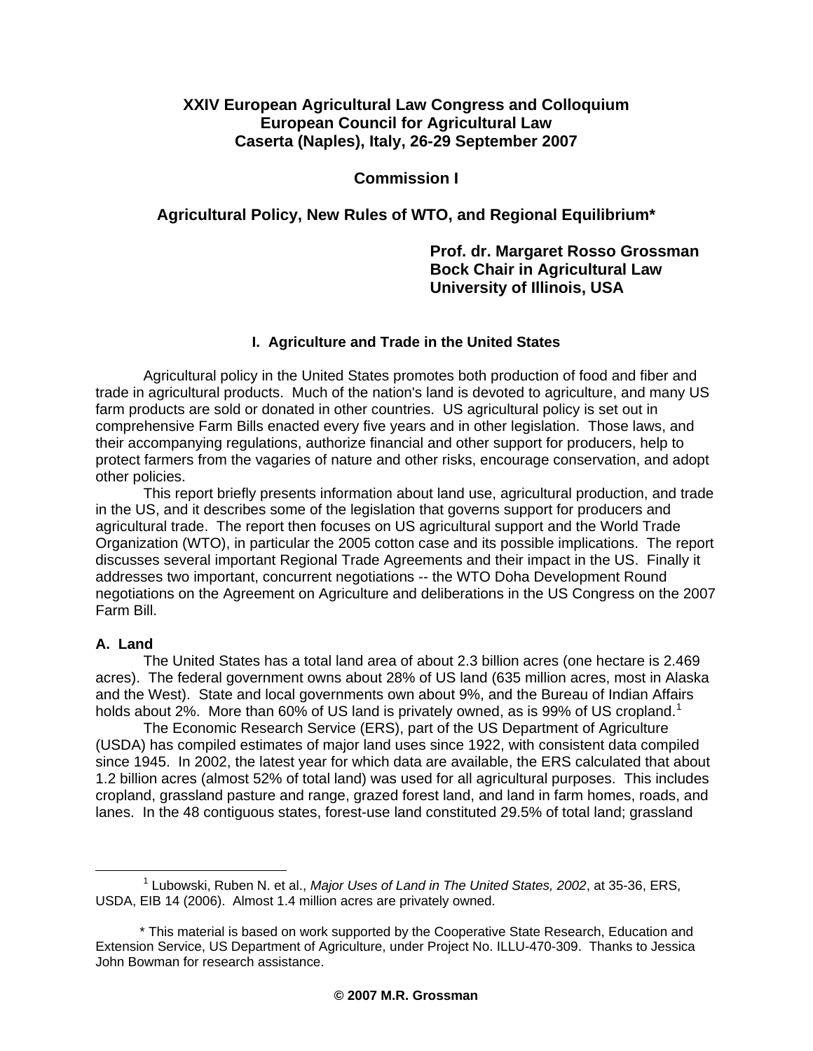**XXIV European Agricultural Law Congress and Colloquium**
**European Council for Agricultural Law**
**Caserta (Naples), Italy, 26-29 September 2007**

**Commission I**

**Agricultural Policy, New Rules of WTO, and Regional Equilibrium***

**Prof. dr. Margaret Rosso Grossman**
**Bock Chair in Agricultural Law**
**University of Illinois, USA**

## I. Agriculture and Trade in the United States

Agricultural policy in the United States promotes both production of food and fiber and trade in agricultural products. Much of the nation's land is devoted to agriculture, and many US farm products are sold or donated in other countries. US agricultural policy is set out in comprehensive Farm Bills enacted every five years and in other legislation. Those laws, and their accompanying regulations, authorize financial and other support for producers, help to protect farmers from the vagaries of nature and other risks, encourage conservation, and adopt other policies.

This report briefly presents information about land use, agricultural production, and trade in the US, and it describes some of the legislation that governs support for producers and agricultural trade. The report then focuses on US agricultural support and the World Trade Organization (WTO), in particular the 2005 cotton case and its possible implications. The report discusses several important Regional Trade Agreements and their impact in the US. Finally it addresses two important, concurrent negotiations -- the WTO Doha Development Round negotiations on the Agreement on Agriculture and deliberations in the US Congress on the 2007 Farm Bill.

### A. Land

The United States has a total land area of about 2.3 billion acres (one hectare is 2.469 acres). The federal government owns about 28% of US land (635 million acres, most in Alaska and the West). State and local governments own about 9%, and the Bureau of Indian Affairs holds about 2%. More than 60% of US land is privately owned, as is 99% of US cropland.[1]

The Economic Research Service (ERS), part of the US Department of Agriculture (USDA) has compiled estimates of major land uses since 1922, with consistent data compiled since 1945. In 2002, the latest year for which data are available, the ERS calculated that about 1.2 billion acres (almost 52% of total land) was used for all agricultural purposes. This includes cropland, grassland pasture and range, grazed forest land, and land in farm homes, roads, and lanes. In the 48 contiguous states, forest-use land constituted 29.5% of total land; grassland

---

[1] Lubowski, Ruben N. et al., *Major Uses of Land in The United States, 2002*, at 35-36, ERS, USDA, EIB 14 (2006). Almost 1.4 million acres are privately owned.

* This material is based on work supported by the Cooperative State Research, Education and Extension Service, US Department of Agriculture, under Project No. ILLU-470-309. Thanks to Jessica John Bowman for research assistance.

© 2007 M.R. Grossman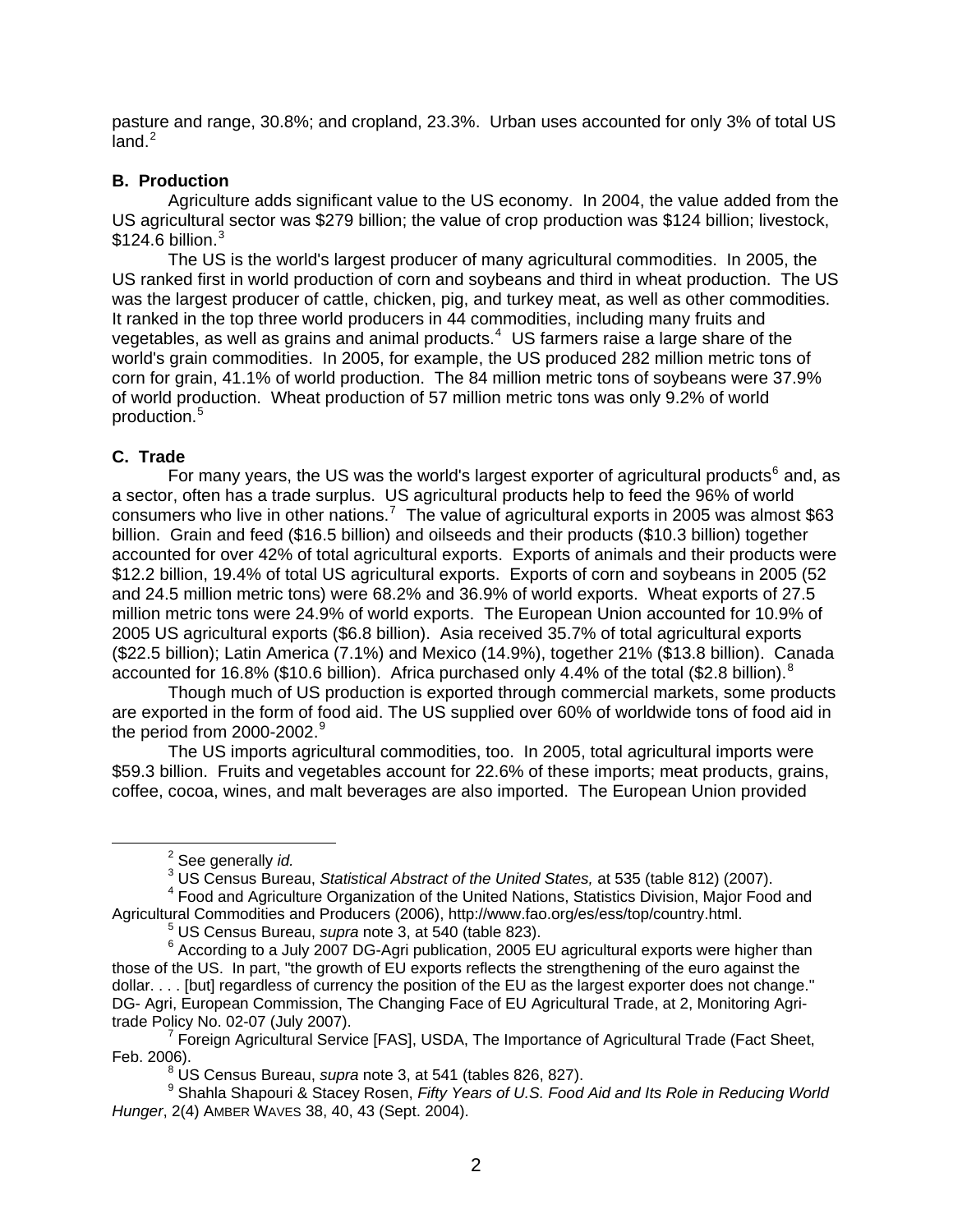pasture and range, 30.8%; and cropland, 23.3%. Urban uses accounted for only 3% of total US land.[2]

**B. Production**

Agriculture adds significant value to the US economy. In 2004, the value added from the US agricultural sector was $279 billion; the value of crop production was $124 billion; livestock, $124.6 billion.[3]

The US is the world's largest producer of many agricultural commodities. In 2005, the US ranked first in world production of corn and soybeans and third in wheat production. The US was the largest producer of cattle, chicken, pig, and turkey meat, as well as other commodities. It ranked in the top three world producers in 44 commodities, including many fruits and vegetables, as well as grains and animal products.[4] US farmers raise a large share of the world's grain commodities. In 2005, for example, the US produced 282 million metric tons of corn for grain, 41.1% of world production. The 84 million metric tons of soybeans were 37.9% of world production. Wheat production of 57 million metric tons was only 9.2% of world production.[5]

**C. Trade**

For many years, the US was the world's largest exporter of agricultural products[6] and, as a sector, often has a trade surplus. US agricultural products help to feed the 96% of world consumers who live in other nations.[7] The value of agricultural exports in 2005 was almost $63 billion. Grain and feed ($16.5 billion) and oilseeds and their products ($10.3 billion) together accounted for over 42% of total agricultural exports. Exports of animals and their products were $12.2 billion, 19.4% of total US agricultural exports. Exports of corn and soybeans in 2005 (52 and 24.5 million metric tons) were 68.2% and 36.9% of world exports. Wheat exports of 27.5 million metric tons were 24.9% of world exports. The European Union accounted for 10.9% of 2005 US agricultural exports ($6.8 billion). Asia received 35.7% of total agricultural exports ($22.5 billion); Latin America (7.1%) and Mexico (14.9%), together 21% ($13.8 billion). Canada accounted for 16.8% ($10.6 billion). Africa purchased only 4.4% of the total ($2.8 billion).[8]

Though much of US production is exported through commercial markets, some products are exported in the form of food aid. The US supplied over 60% of worldwide tons of food aid in the period from 2000-2002.[9]

The US imports agricultural commodities, too. In 2005, total agricultural imports were $59.3 billion. Fruits and vegetables account for 22.6% of these imports; meat products, grains, coffee, cocoa, wines, and malt beverages are also imported. The European Union provided

---

[2] See generally *id.*

[3] US Census Bureau, *Statistical Abstract of the United States,* at 535 (table 812) (2007).

[4] Food and Agriculture Organization of the United Nations, Statistics Division, Major Food and Agricultural Commodities and Producers (2006), http://www.fao.org/es/ess/top/country.html.

[5] US Census Bureau, *supra* note 3, at 540 (table 823).

[6] According to a July 2007 DG-Agri publication, 2005 EU agricultural exports were higher than those of the US. In part, "the growth of EU exports reflects the strengthening of the euro against the dollar. . . . [but] regardless of currency the position of the EU as the largest exporter does not change." DG- Agri, European Commission, The Changing Face of EU Agricultural Trade, at 2, Monitoring Agri-trade Policy No. 02-07 (July 2007).

[7] Foreign Agricultural Service [FAS], USDA, The Importance of Agricultural Trade (Fact Sheet, Feb. 2006).

[8] US Census Bureau, *supra* note 3, at 541 (tables 826, 827).

[9] Shahla Shapouri & Stacey Rosen, *Fifty Years of U.S. Food Aid and Its Role in Reducing World Hunger*, 2(4) AMBER WAVES 38, 40, 43 (Sept. 2004).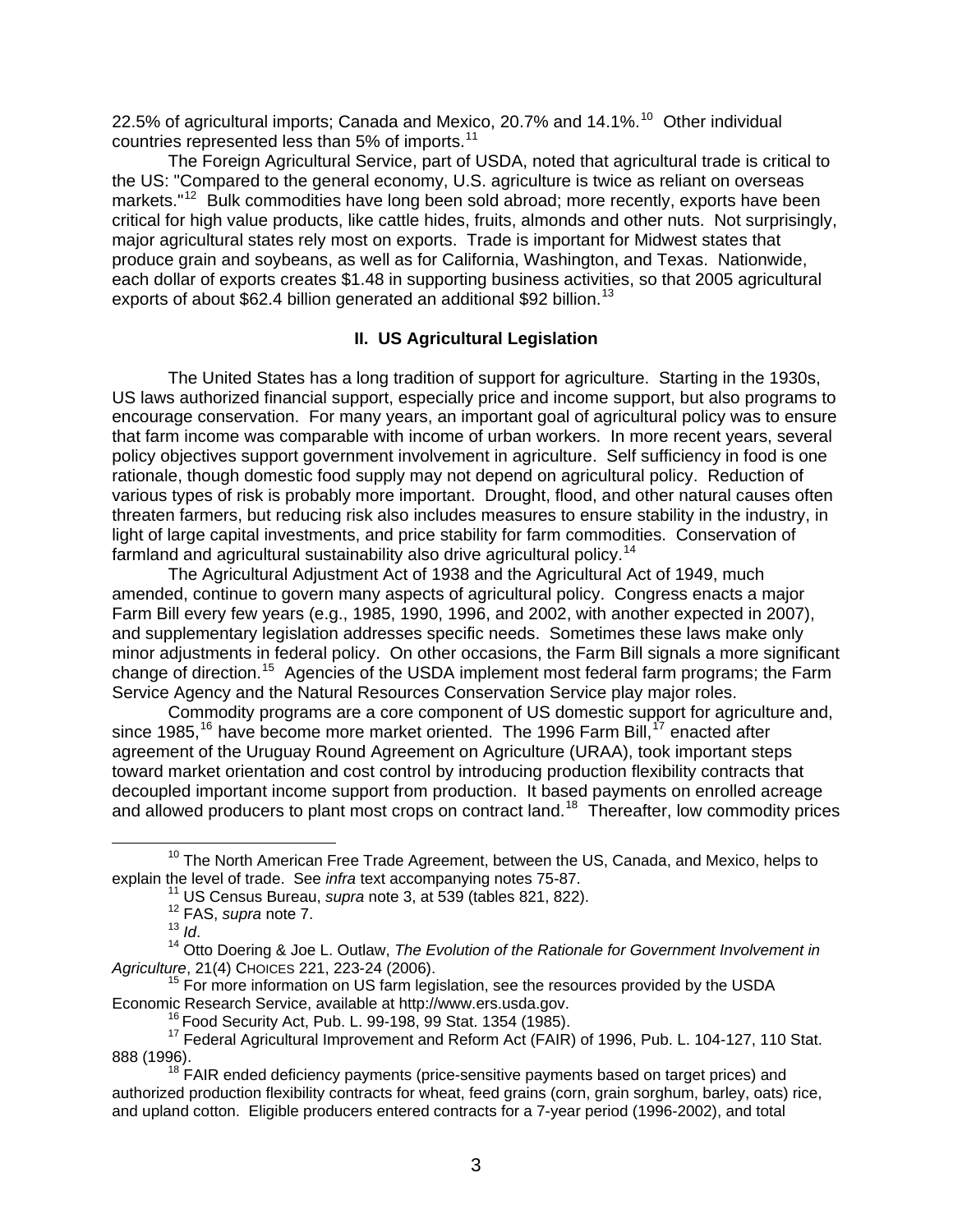22.5% of agricultural imports; Canada and Mexico, 20.7% and 14.1%.[10] Other individual countries represented less than 5% of imports.[11]

The Foreign Agricultural Service, part of USDA, noted that agricultural trade is critical to the US: "Compared to the general economy, U.S. agriculture is twice as reliant on overseas markets."[12] Bulk commodities have long been sold abroad; more recently, exports have been critical for high value products, like cattle hides, fruits, almonds and other nuts. Not surprisingly, major agricultural states rely most on exports. Trade is important for Midwest states that produce grain and soybeans, as well as for California, Washington, and Texas. Nationwide, each dollar of exports creates $1.48 in supporting business activities, so that 2005 agricultural exports of about $62.4 billion generated an additional $92 billion.[13]

## II. US Agricultural Legislation

The United States has a long tradition of support for agriculture. Starting in the 1930s, US laws authorized financial support, especially price and income support, but also programs to encourage conservation. For many years, an important goal of agricultural policy was to ensure that farm income was comparable with income of urban workers. In more recent years, several policy objectives support government involvement in agriculture. Self sufficiency in food is one rationale, though domestic food supply may not depend on agricultural policy. Reduction of various types of risk is probably more important. Drought, flood, and other natural causes often threaten farmers, but reducing risk also includes measures to ensure stability in the industry, in light of large capital investments, and price stability for farm commodities. Conservation of farmland and agricultural sustainability also drive agricultural policy.[14]

The Agricultural Adjustment Act of 1938 and the Agricultural Act of 1949, much amended, continue to govern many aspects of agricultural policy. Congress enacts a major Farm Bill every few years (e.g., 1985, 1990, 1996, and 2002, with another expected in 2007), and supplementary legislation addresses specific needs. Sometimes these laws make only minor adjustments in federal policy. On other occasions, the Farm Bill signals a more significant change of direction.[15] Agencies of the USDA implement most federal farm programs; the Farm Service Agency and the Natural Resources Conservation Service play major roles.

Commodity programs are a core component of US domestic support for agriculture and, since 1985,[16] have become more market oriented. The 1996 Farm Bill,[17] enacted after agreement of the Uruguay Round Agreement on Agriculture (URAA), took important steps toward market orientation and cost control by introducing production flexibility contracts that decoupled important income support from production. It based payments on enrolled acreage and allowed producers to plant most crops on contract land.[18] Thereafter, low commodity prices

---

[10] The North American Free Trade Agreement, between the US, Canada, and Mexico, helps to explain the level of trade. See *infra* text accompanying notes 75-87.

[11] US Census Bureau, *supra* note 3, at 539 (tables 821, 822).

[12] FAS, *supra* note 7.

[13] *Id*.

[14] Otto Doering & Joe L. Outlaw, *The Evolution of the Rationale for Government Involvement in Agriculture*, 21(4) CHOICES 221, 223-24 (2006).

[15] For more information on US farm legislation, see the resources provided by the USDA Economic Research Service, available at http://www.ers.usda.gov.

[16] Food Security Act, Pub. L. 99-198, 99 Stat. 1354 (1985).

[17] Federal Agricultural Improvement and Reform Act (FAIR) of 1996, Pub. L. 104-127, 110 Stat. 888 (1996).

[18] FAIR ended deficiency payments (price-sensitive payments based on target prices) and authorized production flexibility contracts for wheat, feed grains (corn, grain sorghum, barley, oats) rice, and upland cotton. Eligible producers entered contracts for a 7-year period (1996-2002), and total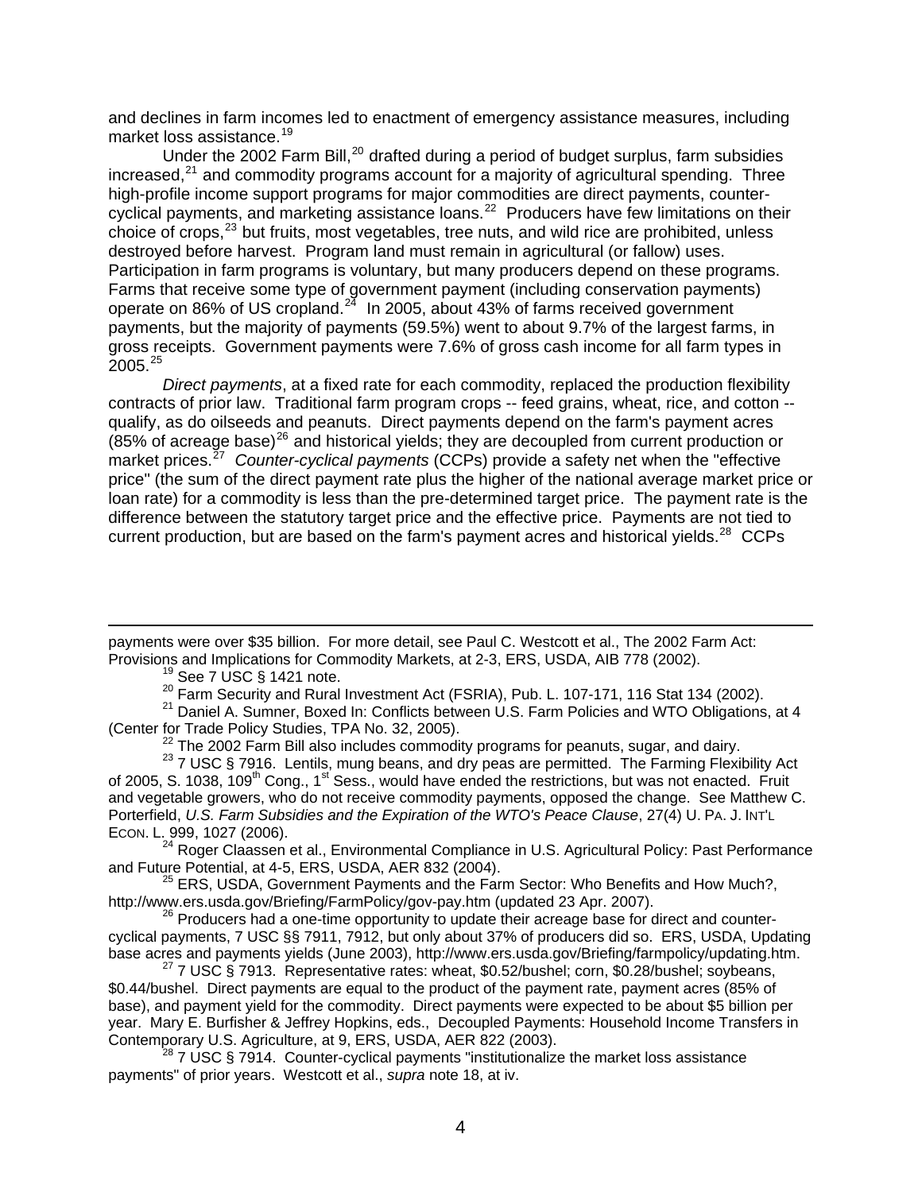and declines in farm incomes led to enactment of emergency assistance measures, including market loss assistance.[19]

Under the 2002 Farm Bill,[20] drafted during a period of budget surplus, farm subsidies increased,[21] and commodity programs account for a majority of agricultural spending. Three high-profile income support programs for major commodities are direct payments, counter-cyclical payments, and marketing assistance loans.[22] Producers have few limitations on their choice of crops,[23] but fruits, most vegetables, tree nuts, and wild rice are prohibited, unless destroyed before harvest. Program land must remain in agricultural (or fallow) uses. Participation in farm programs is voluntary, but many producers depend on these programs. Farms that receive some type of government payment (including conservation payments) operate on 86% of US cropland.[24] In 2005, about 43% of farms received government payments, but the majority of payments (59.5%) went to about 9.7% of the largest farms, in gross receipts. Government payments were 7.6% of gross cash income for all farm types in 2005.[25]

*Direct payments*, at a fixed rate for each commodity, replaced the production flexibility contracts of prior law. Traditional farm program crops -- feed grains, wheat, rice, and cotton -- qualify, as do oilseeds and peanuts. Direct payments depend on the farm's payment acres (85% of acreage base)[26] and historical yields; they are decoupled from current production or market prices.[27] *Counter-cyclical payments* (CCPs) provide a safety net when the "effective price" (the sum of the direct payment rate plus the higher of the national average market price or loan rate) for a commodity is less than the pre-determined target price. The payment rate is the difference between the statutory target price and the effective price. Payments are not tied to current production, but are based on the farm's payment acres and historical yields.[28] CCPs

---

payments were over $35 billion. For more detail, see Paul C. Westcott et al., The 2002 Farm Act: Provisions and Implications for Commodity Markets, at 2-3, ERS, USDA, AIB 778 (2002).

[19] See 7 USC § 1421 note.

[20] Farm Security and Rural Investment Act (FSRIA), Pub. L. 107-171, 116 Stat 134 (2002).

[21] Daniel A. Sumner, Boxed In: Conflicts between U.S. Farm Policies and WTO Obligations, at 4 (Center for Trade Policy Studies, TPA No. 32, 2005).

[22] The 2002 Farm Bill also includes commodity programs for peanuts, sugar, and dairy.

[23] 7 USC § 7916. Lentils, mung beans, and dry peas are permitted. The Farming Flexibility Act of 2005, S. 1038, 109th Cong., 1st Sess., would have ended the restrictions, but was not enacted. Fruit and vegetable growers, who do not receive commodity payments, opposed the change. See Matthew C. Porterfield, *U.S. Farm Subsidies and the Expiration of the WTO's Peace Clause*, 27(4) U. Pa. J. Int'l Econ. L. 999, 1027 (2006).

[24] Roger Claassen et al., Environmental Compliance in U.S. Agricultural Policy: Past Performance and Future Potential, at 4-5, ERS, USDA, AER 832 (2004).

[25] ERS, USDA, Government Payments and the Farm Sector: Who Benefits and How Much?, http://www.ers.usda.gov/Briefing/FarmPolicy/gov-pay.htm (updated 23 Apr. 2007).

[26] Producers had a one-time opportunity to update their acreage base for direct and counter-cyclical payments, 7 USC §§ 7911, 7912, but only about 37% of producers did so. ERS, USDA, Updating base acres and payments yields (June 2003), http://www.ers.usda.gov/Briefing/farmpolicy/updating.htm.

[27] 7 USC § 7913. Representative rates: wheat, $0.52/bushel; corn, $0.28/bushel; soybeans, $0.44/bushel. Direct payments are equal to the product of the payment rate, payment acres (85% of base), and payment yield for the commodity. Direct payments were expected to be about $5 billion per year. Mary E. Burfisher & Jeffrey Hopkins, eds., Decoupled Payments: Household Income Transfers in Contemporary U.S. Agriculture, at 9, ERS, USDA, AER 822 (2003).

[28] 7 USC § 7914. Counter-cyclical payments "institutionalize the market loss assistance payments" of prior years. Westcott et al., *supra* note 18, at iv.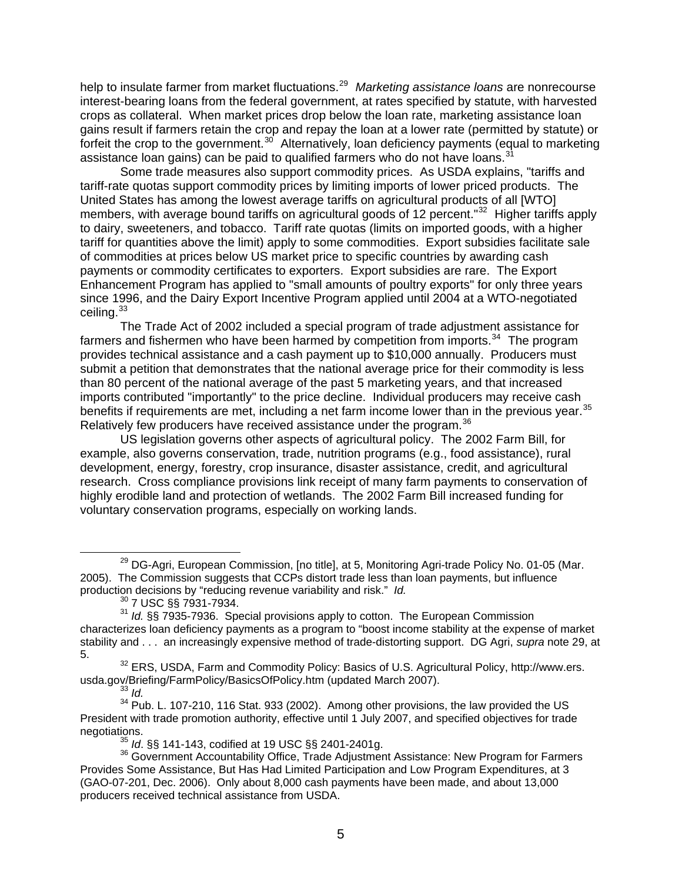help to insulate farmer from market fluctuations.[29] *Marketing assistance loans* are nonrecourse interest-bearing loans from the federal government, at rates specified by statute, with harvested crops as collateral. When market prices drop below the loan rate, marketing assistance loan gains result if farmers retain the crop and repay the loan at a lower rate (permitted by statute) or forfeit the crop to the government.[30] Alternatively, loan deficiency payments (equal to marketing assistance loan gains) can be paid to qualified farmers who do not have loans.[31]

Some trade measures also support commodity prices. As USDA explains, "tariffs and tariff-rate quotas support commodity prices by limiting imports of lower priced products. The United States has among the lowest average tariffs on agricultural products of all [WTO] members, with average bound tariffs on agricultural goods of 12 percent."[32] Higher tariffs apply to dairy, sweeteners, and tobacco. Tariff rate quotas (limits on imported goods, with a higher tariff for quantities above the limit) apply to some commodities. Export subsidies facilitate sale of commodities at prices below US market price to specific countries by awarding cash payments or commodity certificates to exporters. Export subsidies are rare. The Export Enhancement Program has applied to "small amounts of poultry exports" for only three years since 1996, and the Dairy Export Incentive Program applied until 2004 at a WTO-negotiated ceiling.[33]

The Trade Act of 2002 included a special program of trade adjustment assistance for farmers and fishermen who have been harmed by competition from imports.[34] The program provides technical assistance and a cash payment up to $10,000 annually. Producers must submit a petition that demonstrates that the national average price for their commodity is less than 80 percent of the national average of the past 5 marketing years, and that increased imports contributed "importantly" to the price decline. Individual producers may receive cash benefits if requirements are met, including a net farm income lower than in the previous year.[35] Relatively few producers have received assistance under the program.[36]

US legislation governs other aspects of agricultural policy. The 2002 Farm Bill, for example, also governs conservation, trade, nutrition programs (e.g., food assistance), rural development, energy, forestry, crop insurance, disaster assistance, credit, and agricultural research. Cross compliance provisions link receipt of many farm payments to conservation of highly erodible land and protection of wetlands. The 2002 Farm Bill increased funding for voluntary conservation programs, especially on working lands.

---

[29] DG-Agri, European Commission, [no title], at 5, Monitoring Agri-trade Policy No. 01-05 (Mar. 2005). The Commission suggests that CCPs distort trade less than loan payments, but influence production decisions by "reducing revenue variability and risk." *Id.*

[30] 7 USC §§ 7931-7934.

[31] *Id.* §§ 7935-7936. Special provisions apply to cotton. The European Commission characterizes loan deficiency payments as a program to "boost income stability at the expense of market stability and . . . an increasingly expensive method of trade-distorting support. DG Agri, *supra* note 29, at 5.

[32] ERS, USDA, Farm and Commodity Policy: Basics of U.S. Agricultural Policy, http://www.ers.usda.gov/Briefing/FarmPolicy/BasicsOfPolicy.htm (updated March 2007).

[33] *Id.*

[34] Pub. L. 107-210, 116 Stat. 933 (2002). Among other provisions, the law provided the US President with trade promotion authority, effective until 1 July 2007, and specified objectives for trade negotiations.

[35] *Id*. §§ 141-143, codified at 19 USC §§ 2401-2401g.

[36] Government Accountability Office, Trade Adjustment Assistance: New Program for Farmers Provides Some Assistance, But Has Had Limited Participation and Low Program Expenditures, at 3 (GAO-07-201, Dec. 2006). Only about 8,000 cash payments have been made, and about 13,000 producers received technical assistance from USDA.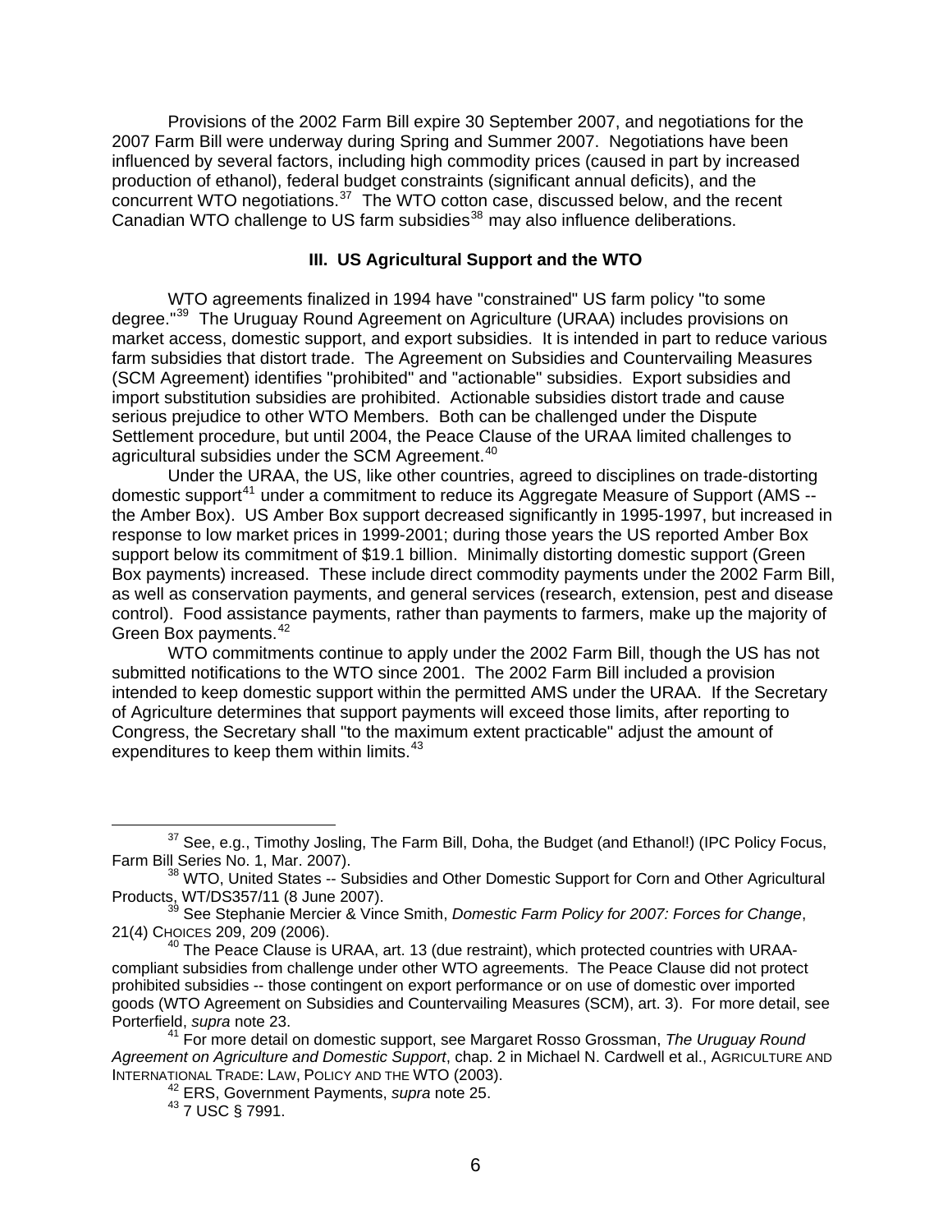Provisions of the 2002 Farm Bill expire 30 September 2007, and negotiations for the 2007 Farm Bill were underway during Spring and Summer 2007. Negotiations have been influenced by several factors, including high commodity prices (caused in part by increased production of ethanol), federal budget constraints (significant annual deficits), and the concurrent WTO negotiations.[37] The WTO cotton case, discussed below, and the recent Canadian WTO challenge to US farm subsidies[38] may also influence deliberations.

### III. US Agricultural Support and the WTO

WTO agreements finalized in 1994 have "constrained" US farm policy "to some degree."[39] The Uruguay Round Agreement on Agriculture (URAA) includes provisions on market access, domestic support, and export subsidies. It is intended in part to reduce various farm subsidies that distort trade. The Agreement on Subsidies and Countervailing Measures (SCM Agreement) identifies "prohibited" and "actionable" subsidies. Export subsidies and import substitution subsidies are prohibited. Actionable subsidies distort trade and cause serious prejudice to other WTO Members. Both can be challenged under the Dispute Settlement procedure, but until 2004, the Peace Clause of the URAA limited challenges to agricultural subsidies under the SCM Agreement.[40]

Under the URAA, the US, like other countries, agreed to disciplines on trade-distorting domestic support[41] under a commitment to reduce its Aggregate Measure of Support (AMS -- the Amber Box). US Amber Box support decreased significantly in 1995-1997, but increased in response to low market prices in 1999-2001; during those years the US reported Amber Box support below its commitment of $19.1 billion. Minimally distorting domestic support (Green Box payments) increased. These include direct commodity payments under the 2002 Farm Bill, as well as conservation payments, and general services (research, extension, pest and disease control). Food assistance payments, rather than payments to farmers, make up the majority of Green Box payments.[42]

WTO commitments continue to apply under the 2002 Farm Bill, though the US has not submitted notifications to the WTO since 2001. The 2002 Farm Bill included a provision intended to keep domestic support within the permitted AMS under the URAA. If the Secretary of Agriculture determines that support payments will exceed those limits, after reporting to Congress, the Secretary shall "to the maximum extent practicable" adjust the amount of expenditures to keep them within limits.[43]

---

[37] See, e.g., Timothy Josling, The Farm Bill, Doha, the Budget (and Ethanol!) (IPC Policy Focus, Farm Bill Series No. 1, Mar. 2007).

[38] WTO, United States -- Subsidies and Other Domestic Support for Corn and Other Agricultural Products, WT/DS357/11 (8 June 2007).

[39] See Stephanie Mercier & Vince Smith, *Domestic Farm Policy for 2007: Forces for Change*, 21(4) CHOICES 209, 209 (2006).

[40] The Peace Clause is URAA, art. 13 (due restraint), which protected countries with URAA-compliant subsidies from challenge under other WTO agreements. The Peace Clause did not protect prohibited subsidies -- those contingent on export performance or on use of domestic over imported goods (WTO Agreement on Subsidies and Countervailing Measures (SCM), art. 3). For more detail, see Porterfield, *supra* note 23.

[41] For more detail on domestic support, see Margaret Rosso Grossman, *The Uruguay Round Agreement on Agriculture and Domestic Support*, chap. 2 in Michael N. Cardwell et al., AGRICULTURE AND INTERNATIONAL TRADE: LAW, POLICY AND THE WTO (2003).

[42] ERS, Government Payments, *supra* note 25.

[43] 7 USC § 7991.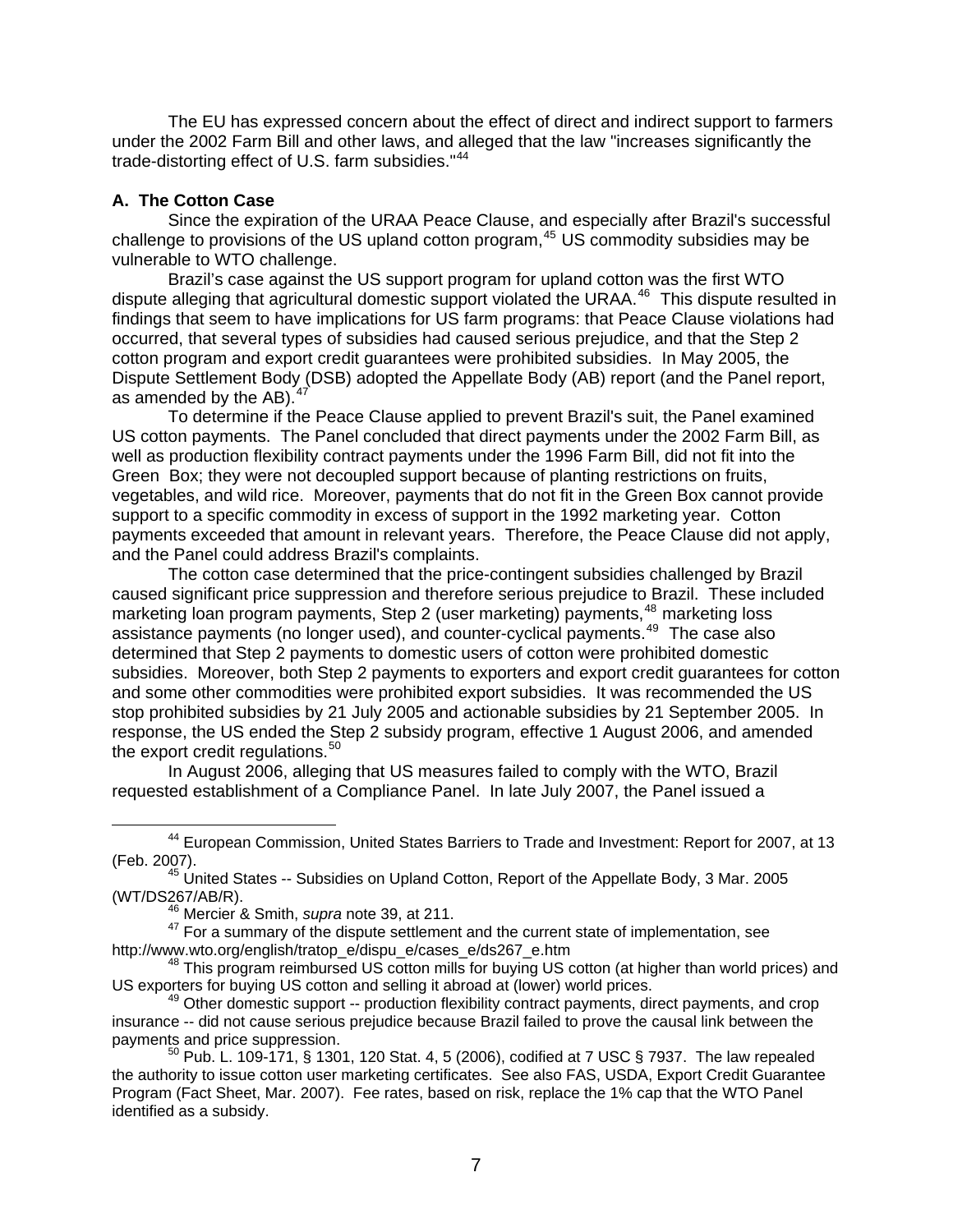The EU has expressed concern about the effect of direct and indirect support to farmers under the 2002 Farm Bill and other laws, and alleged that the law "increases significantly the trade-distorting effect of U.S. farm subsidies."[44]

### A. The Cotton Case

Since the expiration of the URAA Peace Clause, and especially after Brazil's successful challenge to provisions of the US upland cotton program,[45] US commodity subsidies may be vulnerable to WTO challenge.

Brazil's case against the US support program for upland cotton was the first WTO dispute alleging that agricultural domestic support violated the URAA.[46] This dispute resulted in findings that seem to have implications for US farm programs: that Peace Clause violations had occurred, that several types of subsidies had caused serious prejudice, and that the Step 2 cotton program and export credit guarantees were prohibited subsidies. In May 2005, the Dispute Settlement Body (DSB) adopted the Appellate Body (AB) report (and the Panel report, as amended by the AB).[47]

To determine if the Peace Clause applied to prevent Brazil's suit, the Panel examined US cotton payments. The Panel concluded that direct payments under the 2002 Farm Bill, as well as production flexibility contract payments under the 1996 Farm Bill, did not fit into the Green Box; they were not decoupled support because of planting restrictions on fruits, vegetables, and wild rice. Moreover, payments that do not fit in the Green Box cannot provide support to a specific commodity in excess of support in the 1992 marketing year. Cotton payments exceeded that amount in relevant years. Therefore, the Peace Clause did not apply, and the Panel could address Brazil's complaints.

The cotton case determined that the price-contingent subsidies challenged by Brazil caused significant price suppression and therefore serious prejudice to Brazil. These included marketing loan program payments, Step 2 (user marketing) payments,[48] marketing loss assistance payments (no longer used), and counter-cyclical payments.[49] The case also determined that Step 2 payments to domestic users of cotton were prohibited domestic subsidies. Moreover, both Step 2 payments to exporters and export credit guarantees for cotton and some other commodities were prohibited export subsidies. It was recommended the US stop prohibited subsidies by 21 July 2005 and actionable subsidies by 21 September 2005. In response, the US ended the Step 2 subsidy program, effective 1 August 2006, and amended the export credit regulations.[50]

In August 2006, alleging that US measures failed to comply with the WTO, Brazil requested establishment of a Compliance Panel. In late July 2007, the Panel issued a

---

[44] European Commission, United States Barriers to Trade and Investment: Report for 2007, at 13 (Feb. 2007).

[45] United States -- Subsidies on Upland Cotton, Report of the Appellate Body, 3 Mar. 2005 (WT/DS267/AB/R).

[46] Mercier & Smith, *supra* note 39, at 211.

[47] For a summary of the dispute settlement and the current state of implementation, see http://www.wto.org/english/tratop_e/dispu_e/cases_e/ds267_e.htm

[48] This program reimbursed US cotton mills for buying US cotton (at higher than world prices) and US exporters for buying US cotton and selling it abroad at (lower) world prices.

[49] Other domestic support -- production flexibility contract payments, direct payments, and crop insurance -- did not cause serious prejudice because Brazil failed to prove the causal link between the payments and price suppression.

[50] Pub. L. 109-171, § 1301, 120 Stat. 4, 5 (2006), codified at 7 USC § 7937. The law repealed the authority to issue cotton user marketing certificates. See also FAS, USDA, Export Credit Guarantee Program (Fact Sheet, Mar. 2007). Fee rates, based on risk, replace the 1% cap that the WTO Panel identified as a subsidy.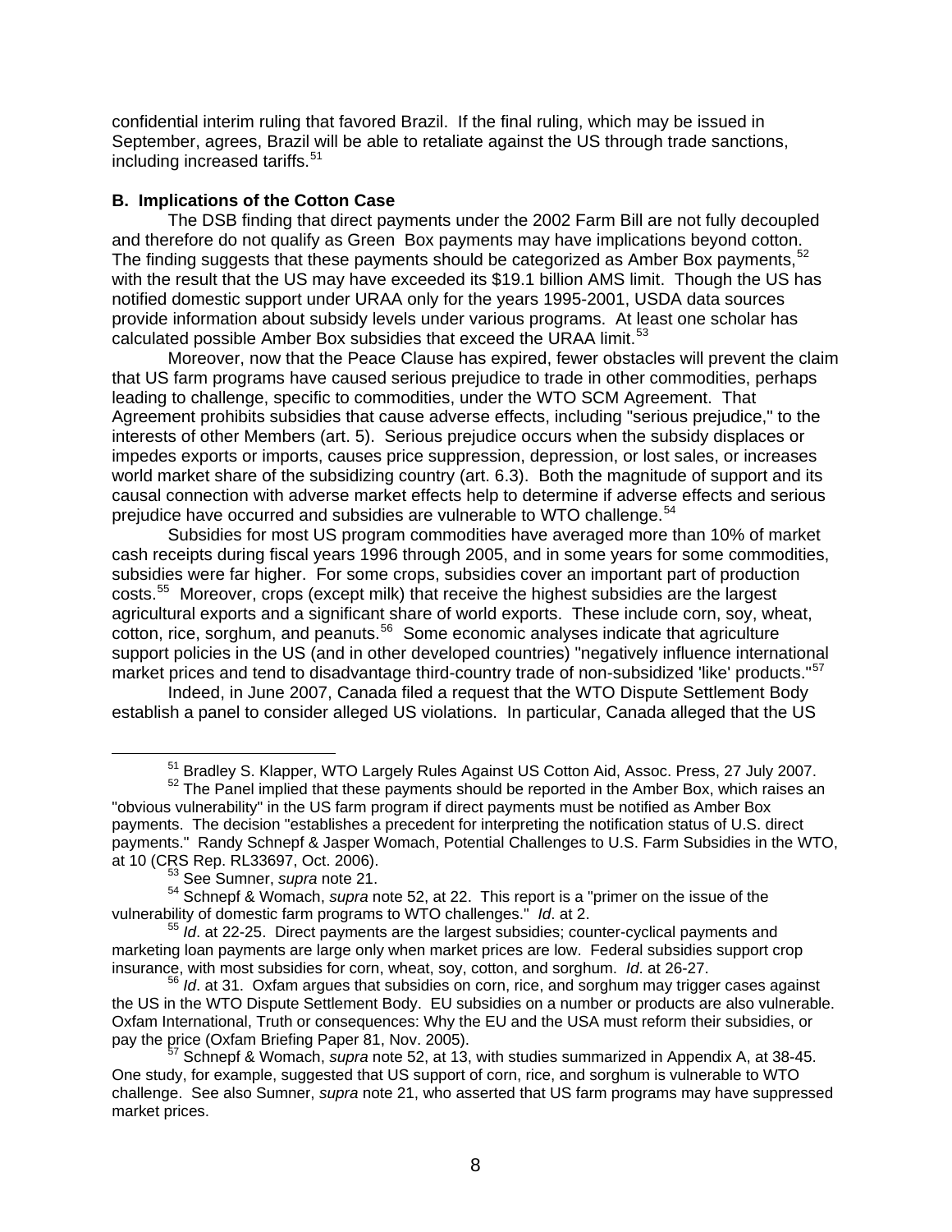confidential interim ruling that favored Brazil. If the final ruling, which may be issued in September, agrees, Brazil will be able to retaliate against the US through trade sanctions, including increased tariffs.[51]

**B. Implications of the Cotton Case**

The DSB finding that direct payments under the 2002 Farm Bill are not fully decoupled and therefore do not qualify as Green Box payments may have implications beyond cotton. The finding suggests that these payments should be categorized as Amber Box payments,[52] with the result that the US may have exceeded its $19.1 billion AMS limit. Though the US has notified domestic support under URAA only for the years 1995-2001, USDA data sources provide information about subsidy levels under various programs. At least one scholar has calculated possible Amber Box subsidies that exceed the URAA limit.[53]

Moreover, now that the Peace Clause has expired, fewer obstacles will prevent the claim that US farm programs have caused serious prejudice to trade in other commodities, perhaps leading to challenge, specific to commodities, under the WTO SCM Agreement. That Agreement prohibits subsidies that cause adverse effects, including "serious prejudice," to the interests of other Members (art. 5). Serious prejudice occurs when the subsidy displaces or impedes exports or imports, causes price suppression, depression, or lost sales, or increases world market share of the subsidizing country (art. 6.3). Both the magnitude of support and its causal connection with adverse market effects help to determine if adverse effects and serious prejudice have occurred and subsidies are vulnerable to WTO challenge.[54]

Subsidies for most US program commodities have averaged more than 10% of market cash receipts during fiscal years 1996 through 2005, and in some years for some commodities, subsidies were far higher. For some crops, subsidies cover an important part of production costs.[55] Moreover, crops (except milk) that receive the highest subsidies are the largest agricultural exports and a significant share of world exports. These include corn, soy, wheat, cotton, rice, sorghum, and peanuts.[56] Some economic analyses indicate that agriculture support policies in the US (and in other developed countries) "negatively influence international market prices and tend to disadvantage third-country trade of non-subsidized 'like' products."[57]

Indeed, in June 2007, Canada filed a request that the WTO Dispute Settlement Body establish a panel to consider alleged US violations. In particular, Canada alleged that the US

---

[51] Bradley S. Klapper, WTO Largely Rules Against US Cotton Aid, Assoc. Press, 27 July 2007.

[52] The Panel implied that these payments should be reported in the Amber Box, which raises an "obvious vulnerability" in the US farm program if direct payments must be notified as Amber Box payments. The decision "establishes a precedent for interpreting the notification status of U.S. direct payments." Randy Schnepf & Jasper Womach, Potential Challenges to U.S. Farm Subsidies in the WTO, at 10 (CRS Rep. RL33697, Oct. 2006).

[53] See Sumner, *supra* note 21.

[54] Schnepf & Womach, *supra* note 52, at 22. This report is a "primer on the issue of the vulnerability of domestic farm programs to WTO challenges." *Id*. at 2.

[55] *Id*. at 22-25. Direct payments are the largest subsidies; counter-cyclical payments and marketing loan payments are large only when market prices are low. Federal subsidies support crop insurance, with most subsidies for corn, wheat, soy, cotton, and sorghum. *Id*. at 26-27.

[56] *Id*. at 31. Oxfam argues that subsidies on corn, rice, and sorghum may trigger cases against the US in the WTO Dispute Settlement Body. EU subsidies on a number or products are also vulnerable. Oxfam International, Truth or consequences: Why the EU and the USA must reform their subsidies, or pay the price (Oxfam Briefing Paper 81, Nov. 2005).

[57] Schnepf & Womach, *supra* note 52, at 13, with studies summarized in Appendix A, at 38-45. One study, for example, suggested that US support of corn, rice, and sorghum is vulnerable to WTO challenge. See also Sumner, *supra* note 21, who asserted that US farm programs may have suppressed market prices.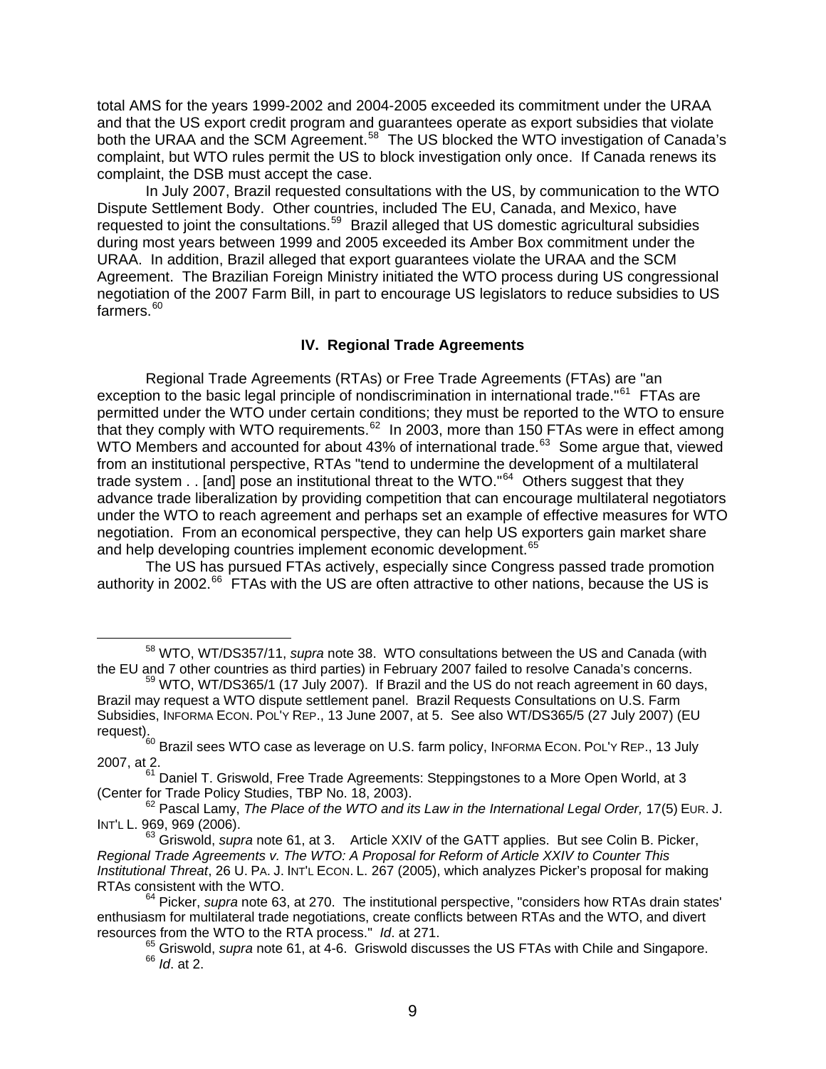total AMS for the years 1999-2002 and 2004-2005 exceeded its commitment under the URAA and that the US export credit program and guarantees operate as export subsidies that violate both the URAA and the SCM Agreement.[58] The US blocked the WTO investigation of Canada's complaint, but WTO rules permit the US to block investigation only once. If Canada renews its complaint, the DSB must accept the case.

In July 2007, Brazil requested consultations with the US, by communication to the WTO Dispute Settlement Body. Other countries, included The EU, Canada, and Mexico, have requested to joint the consultations.[59] Brazil alleged that US domestic agricultural subsidies during most years between 1999 and 2005 exceeded its Amber Box commitment under the URAA. In addition, Brazil alleged that export guarantees violate the URAA and the SCM Agreement. The Brazilian Foreign Ministry initiated the WTO process during US congressional negotiation of the 2007 Farm Bill, in part to encourage US legislators to reduce subsidies to US farmers.[60]

### IV. Regional Trade Agreements

Regional Trade Agreements (RTAs) or Free Trade Agreements (FTAs) are "an exception to the basic legal principle of nondiscrimination in international trade."[61] FTAs are permitted under the WTO under certain conditions; they must be reported to the WTO to ensure that they comply with WTO requirements.[62] In 2003, more than 150 FTAs were in effect among WTO Members and accounted for about 43% of international trade.[63] Some argue that, viewed from an institutional perspective, RTAs "tend to undermine the development of a multilateral trade system . . [and] pose an institutional threat to the WTO."[64] Others suggest that they advance trade liberalization by providing competition that can encourage multilateral negotiators under the WTO to reach agreement and perhaps set an example of effective measures for WTO negotiation. From an economical perspective, they can help US exporters gain market share and help developing countries implement economic development.[65]

The US has pursued FTAs actively, especially since Congress passed trade promotion authority in 2002.[66] FTAs with the US are often attractive to other nations, because the US is

---

[58] WTO, WT/DS357/11, *supra* note 38. WTO consultations between the US and Canada (with the EU and 7 other countries as third parties) in February 2007 failed to resolve Canada's concerns.

[59] WTO, WT/DS365/1 (17 July 2007). If Brazil and the US do not reach agreement in 60 days, Brazil may request a WTO dispute settlement panel. Brazil Requests Consultations on U.S. Farm Subsidies, INFORMA ECON. POL'Y REP., 13 June 2007, at 5. See also WT/DS365/5 (27 July 2007) (EU request).

[60] Brazil sees WTO case as leverage on U.S. farm policy, INFORMA ECON. POL'Y REP., 13 July 2007, at 2.

[61] Daniel T. Griswold, Free Trade Agreements: Steppingstones to a More Open World, at 3 (Center for Trade Policy Studies, TBP No. 18, 2003).

[62] Pascal Lamy, *The Place of the WTO and its Law in the International Legal Order,* 17(5) EUR. J. INT'L L. 969, 969 (2006).

[63] Griswold, *supra* note 61, at 3. Article XXIV of the GATT applies. But see Colin B. Picker, *Regional Trade Agreements v. The WTO: A Proposal for Reform of Article XXIV to Counter This Institutional Threat*, 26 U. PA. J. INT'L ECON. L. 267 (2005), which analyzes Picker's proposal for making RTAs consistent with the WTO.

[64] Picker, *supra* note 63, at 270. The institutional perspective, "considers how RTAs drain states' enthusiasm for multilateral trade negotiations, create conflicts between RTAs and the WTO, and divert resources from the WTO to the RTA process." *Id*. at 271.

[65] Griswold, *supra* note 61, at 4-6. Griswold discusses the US FTAs with Chile and Singapore.

[66] *Id*. at 2.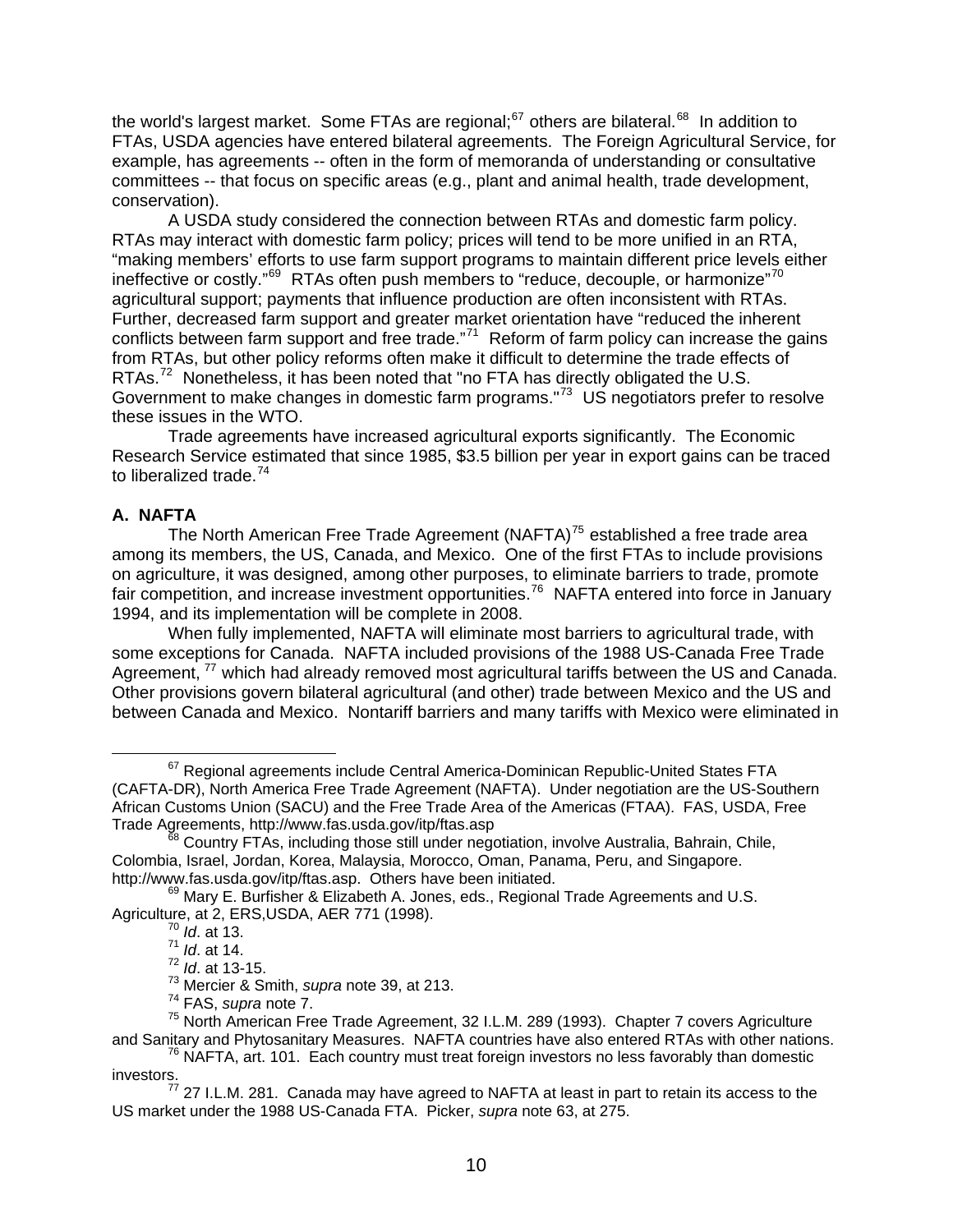the world's largest market. Some FTAs are regional;[67] others are bilateral.[68] In addition to FTAs, USDA agencies have entered bilateral agreements. The Foreign Agricultural Service, for example, has agreements -- often in the form of memoranda of understanding or consultative committees -- that focus on specific areas (e.g., plant and animal health, trade development, conservation).

A USDA study considered the connection between RTAs and domestic farm policy. RTAs may interact with domestic farm policy; prices will tend to be more unified in an RTA, "making members' efforts to use farm support programs to maintain different price levels either ineffective or costly."[69] RTAs often push members to "reduce, decouple, or harmonize"[70] agricultural support; payments that influence production are often inconsistent with RTAs. Further, decreased farm support and greater market orientation have "reduced the inherent conflicts between farm support and free trade."[71] Reform of farm policy can increase the gains from RTAs, but other policy reforms often make it difficult to determine the trade effects of RTAs.[72] Nonetheless, it has been noted that "no FTA has directly obligated the U.S. Government to make changes in domestic farm programs."[73] US negotiators prefer to resolve these issues in the WTO.

Trade agreements have increased agricultural exports significantly. The Economic Research Service estimated that since 1985, $3.5 billion per year in export gains can be traced to liberalized trade.[74]

### A. NAFTA

The North American Free Trade Agreement (NAFTA)[75] established a free trade area among its members, the US, Canada, and Mexico. One of the first FTAs to include provisions on agriculture, it was designed, among other purposes, to eliminate barriers to trade, promote fair competition, and increase investment opportunities.[76] NAFTA entered into force in January 1994, and its implementation will be complete in 2008.

When fully implemented, NAFTA will eliminate most barriers to agricultural trade, with some exceptions for Canada. NAFTA included provisions of the 1988 US-Canada Free Trade Agreement, [77] which had already removed most agricultural tariffs between the US and Canada. Other provisions govern bilateral agricultural (and other) trade between Mexico and the US and between Canada and Mexico. Nontariff barriers and many tariffs with Mexico were eliminated in

---

[67] Regional agreements include Central America-Dominican Republic-United States FTA (CAFTA-DR), North America Free Trade Agreement (NAFTA). Under negotiation are the US-Southern African Customs Union (SACU) and the Free Trade Area of the Americas (FTAA). FAS, USDA, Free Trade Agreements, http://www.fas.usda.gov/itp/ftas.asp

[68] Country FTAs, including those still under negotiation, involve Australia, Bahrain, Chile, Colombia, Israel, Jordan, Korea, Malaysia, Morocco, Oman, Panama, Peru, and Singapore. http://www.fas.usda.gov/itp/ftas.asp. Others have been initiated.

[69] Mary E. Burfisher & Elizabeth A. Jones, eds., Regional Trade Agreements and U.S. Agriculture, at 2, ERS,USDA, AER 771 (1998).

[70] *Id*. at 13.

[71] *Id*. at 14.

[72] *Id*. at 13-15.

[73] Mercier & Smith, *supra* note 39, at 213.

[74] FAS, *supra* note 7.

[75] North American Free Trade Agreement, 32 I.L.M. 289 (1993). Chapter 7 covers Agriculture and Sanitary and Phytosanitary Measures. NAFTA countries have also entered RTAs with other nations.

[76] NAFTA, art. 101. Each country must treat foreign investors no less favorably than domestic investors.

[77] 27 I.L.M. 281. Canada may have agreed to NAFTA at least in part to retain its access to the US market under the 1988 US-Canada FTA. Picker, *supra* note 63, at 275.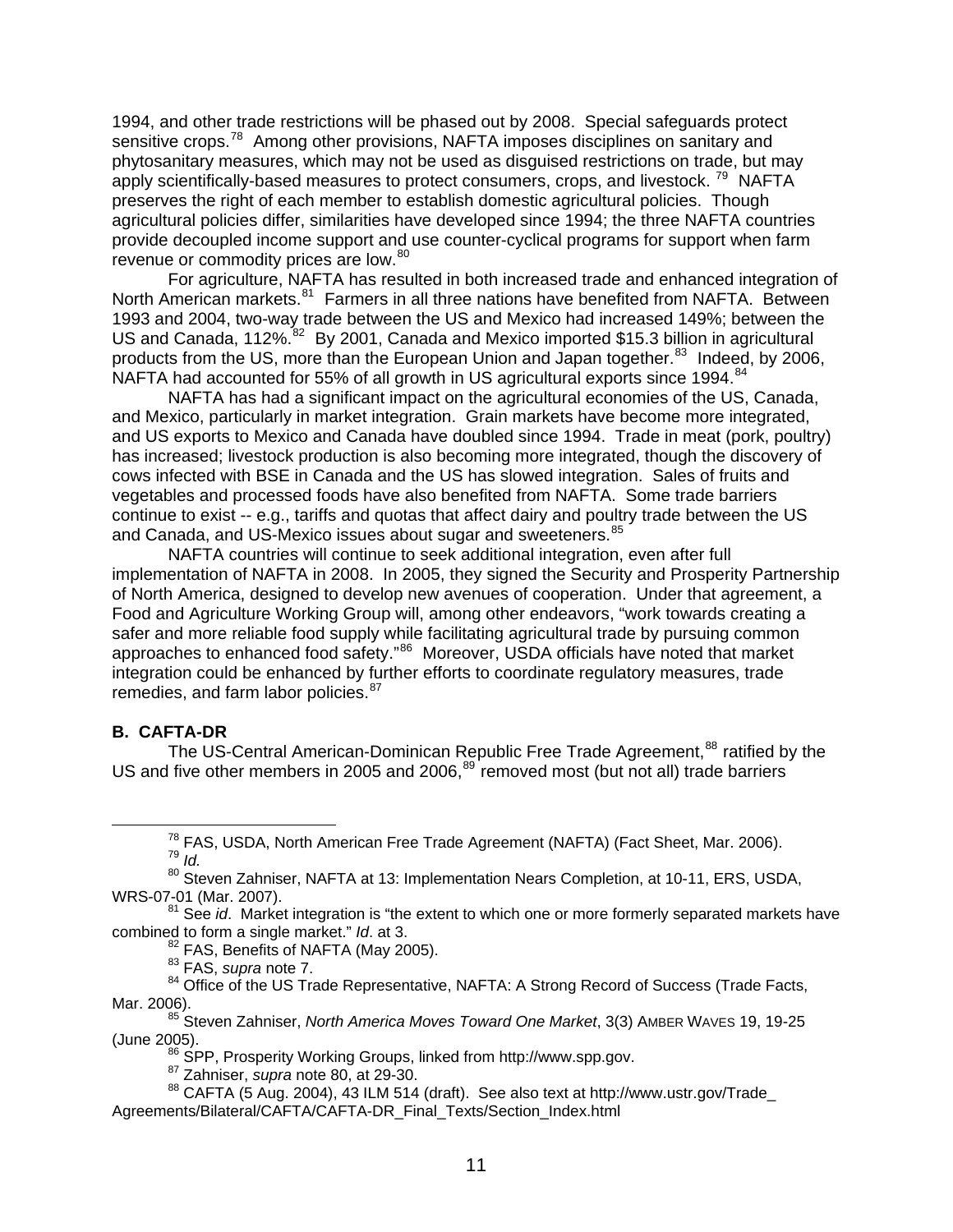1994, and other trade restrictions will be phased out by 2008. Special safeguards protect sensitive crops.[78] Among other provisions, NAFTA imposes disciplines on sanitary and phytosanitary measures, which may not be used as disguised restrictions on trade, but may apply scientifically-based measures to protect consumers, crops, and livestock.[79] NAFTA preserves the right of each member to establish domestic agricultural policies. Though agricultural policies differ, similarities have developed since 1994; the three NAFTA countries provide decoupled income support and use counter-cyclical programs for support when farm revenue or commodity prices are low.[80]

For agriculture, NAFTA has resulted in both increased trade and enhanced integration of North American markets.[81] Farmers in all three nations have benefited from NAFTA. Between 1993 and 2004, two-way trade between the US and Mexico had increased 149%; between the US and Canada, 112%.[82] By 2001, Canada and Mexico imported $15.3 billion in agricultural products from the US, more than the European Union and Japan together.[83] Indeed, by 2006, NAFTA had accounted for 55% of all growth in US agricultural exports since 1994.[84]

NAFTA has had a significant impact on the agricultural economies of the US, Canada, and Mexico, particularly in market integration. Grain markets have become more integrated, and US exports to Mexico and Canada have doubled since 1994. Trade in meat (pork, poultry) has increased; livestock production is also becoming more integrated, though the discovery of cows infected with BSE in Canada and the US has slowed integration. Sales of fruits and vegetables and processed foods have also benefited from NAFTA. Some trade barriers continue to exist -- e.g., tariffs and quotas that affect dairy and poultry trade between the US and Canada, and US-Mexico issues about sugar and sweeteners.[85]

NAFTA countries will continue to seek additional integration, even after full implementation of NAFTA in 2008. In 2005, they signed the Security and Prosperity Partnership of North America, designed to develop new avenues of cooperation. Under that agreement, a Food and Agriculture Working Group will, among other endeavors, "work towards creating a safer and more reliable food supply while facilitating agricultural trade by pursuing common approaches to enhanced food safety."[86] Moreover, USDA officials have noted that market integration could be enhanced by further efforts to coordinate regulatory measures, trade remedies, and farm labor policies.[87]

**B. CAFTA-DR**

The US-Central American-Dominican Republic Free Trade Agreement,[88] ratified by the US and five other members in 2005 and 2006,[89] removed most (but not all) trade barriers

---

[78] FAS, USDA, North American Free Trade Agreement (NAFTA) (Fact Sheet, Mar. 2006).

[79] *Id.*

[80] Steven Zahniser, NAFTA at 13: Implementation Nears Completion, at 10-11, ERS, USDA, WRS-07-01 (Mar. 2007).

[81] See *id*. Market integration is "the extent to which one or more formerly separated markets have combined to form a single market." *Id*. at 3.

[82] FAS, Benefits of NAFTA (May 2005).

[83] FAS, *supra* note 7.

[84] Office of the US Trade Representative, NAFTA: A Strong Record of Success (Trade Facts, Mar. 2006).

[85] Steven Zahniser, *North America Moves Toward One Market*, 3(3) AMBER WAVES 19, 19-25 (June 2005).

[86] SPP, Prosperity Working Groups, linked from http://www.spp.gov.

[87] Zahniser, *supra* note 80, at 29-30.

[88] CAFTA (5 Aug. 2004), 43 ILM 514 (draft). See also text at http://www.ustr.gov/Trade_Agreements/Bilateral/CAFTA/CAFTA-DR_Final_Texts/Section_Index.html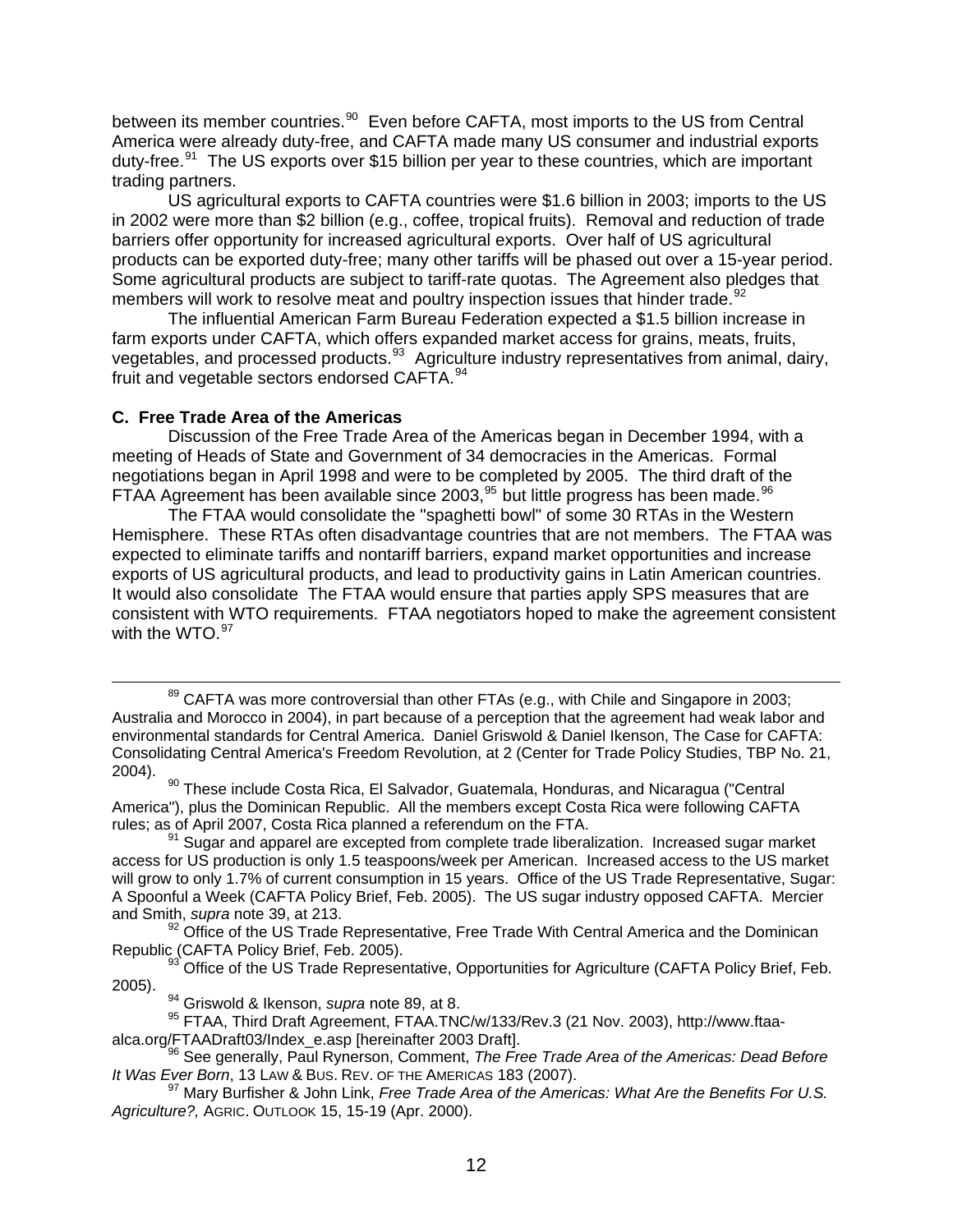between its member countries.[90] Even before CAFTA, most imports to the US from Central America were already duty-free, and CAFTA made many US consumer and industrial exports duty-free.[91] The US exports over $15 billion per year to these countries, which are important trading partners.

US agricultural exports to CAFTA countries were $1.6 billion in 2003; imports to the US in 2002 were more than $2 billion (e.g., coffee, tropical fruits). Removal and reduction of trade barriers offer opportunity for increased agricultural exports. Over half of US agricultural products can be exported duty-free; many other tariffs will be phased out over a 15-year period. Some agricultural products are subject to tariff-rate quotas. The Agreement also pledges that members will work to resolve meat and poultry inspection issues that hinder trade.[92]

The influential American Farm Bureau Federation expected a $1.5 billion increase in farm exports under CAFTA, which offers expanded market access for grains, meats, fruits, vegetables, and processed products.[93] Agriculture industry representatives from animal, dairy, fruit and vegetable sectors endorsed CAFTA.[94]

**C. Free Trade Area of the Americas**

Discussion of the Free Trade Area of the Americas began in December 1994, with a meeting of Heads of State and Government of 34 democracies in the Americas. Formal negotiations began in April 1998 and were to be completed by 2005. The third draft of the FTAA Agreement has been available since 2003,[95] but little progress has been made.[96]

The FTAA would consolidate the "spaghetti bowl" of some 30 RTAs in the Western Hemisphere. These RTAs often disadvantage countries that are not members. The FTAA was expected to eliminate tariffs and nontariff barriers, expand market opportunities and increase exports of US agricultural products, and lead to productivity gains in Latin American countries. It would also consolidate The FTAA would ensure that parties apply SPS measures that are consistent with WTO requirements. FTAA negotiators hoped to make the agreement consistent with the WTO.[97]

---

[89] CAFTA was more controversial than other FTAs (e.g., with Chile and Singapore in 2003; Australia and Morocco in 2004), in part because of a perception that the agreement had weak labor and environmental standards for Central America. Daniel Griswold & Daniel Ikenson, The Case for CAFTA: Consolidating Central America's Freedom Revolution, at 2 (Center for Trade Policy Studies, TBP No. 21, 2004).

[90] These include Costa Rica, El Salvador, Guatemala, Honduras, and Nicaragua ("Central America"), plus the Dominican Republic. All the members except Costa Rica were following CAFTA rules; as of April 2007, Costa Rica planned a referendum on the FTA.

[91] Sugar and apparel are excepted from complete trade liberalization. Increased sugar market access for US production is only 1.5 teaspoons/week per American. Increased access to the US market will grow to only 1.7% of current consumption in 15 years. Office of the US Trade Representative, Sugar: A Spoonful a Week (CAFTA Policy Brief, Feb. 2005). The US sugar industry opposed CAFTA. Mercier and Smith, *supra* note 39, at 213.

[92] Office of the US Trade Representative, Free Trade With Central America and the Dominican Republic (CAFTA Policy Brief, Feb. 2005).

[93] Office of the US Trade Representative, Opportunities for Agriculture (CAFTA Policy Brief, Feb. 2005).

[94] Griswold & Ikenson, *supra* note 89, at 8.

[95] FTAA, Third Draft Agreement, FTAA.TNC/w/133/Rev.3 (21 Nov. 2003), http://www.ftaa-alca.org/FTAADraft03/Index_e.asp [hereinafter 2003 Draft].

[96] See generally, Paul Rynerson, Comment, *The Free Trade Area of the Americas: Dead Before It Was Ever Born*, 13 LAW & BUS. REV. OF THE AMERICAS 183 (2007).

[97] Mary Burfisher & John Link, *Free Trade Area of the Americas: What Are the Benefits For U.S. Agriculture?,* AGRIC. OUTLOOK 15, 15-19 (Apr. 2000).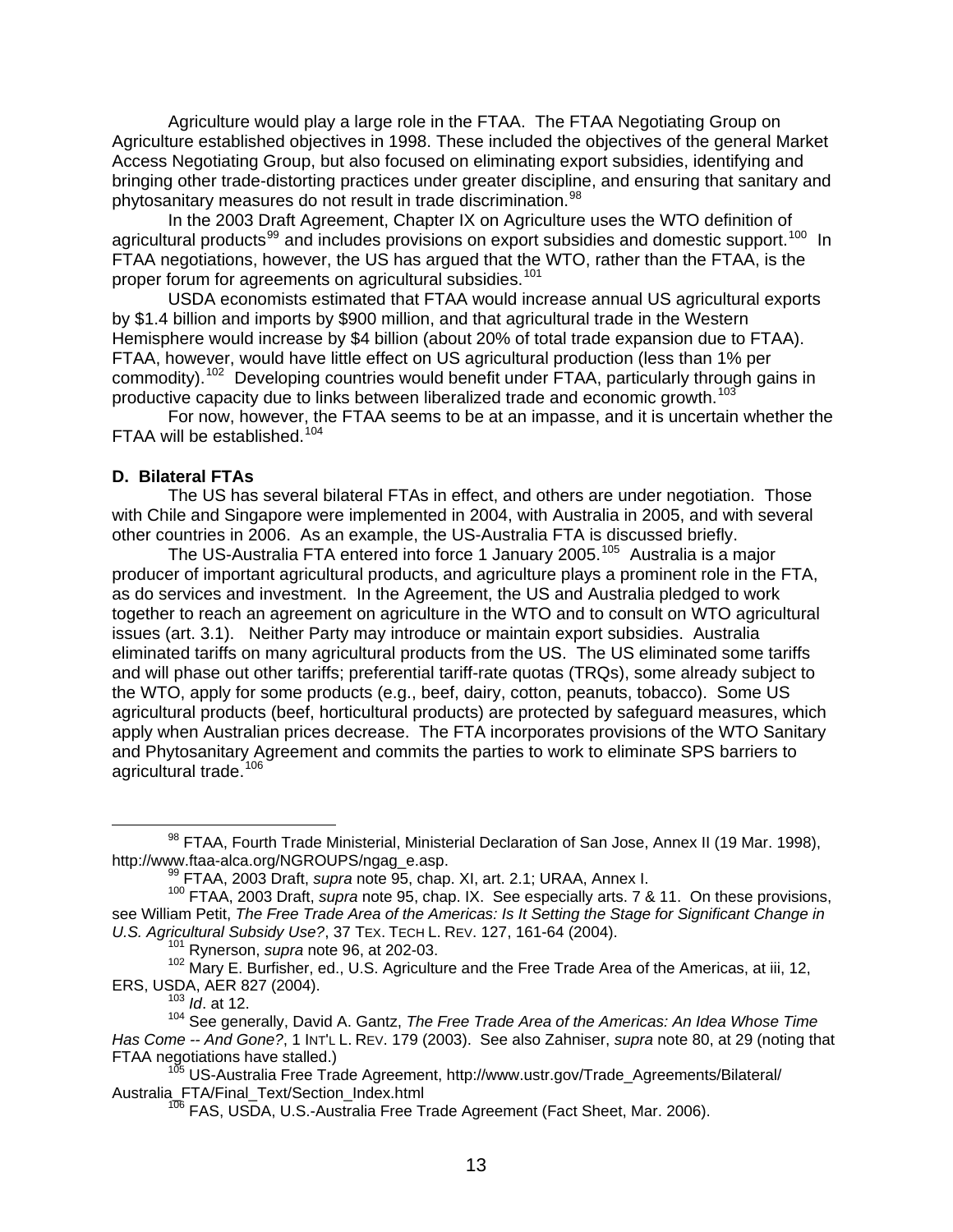Agriculture would play a large role in the FTAA. The FTAA Negotiating Group on Agriculture established objectives in 1998. These included the objectives of the general Market Access Negotiating Group, but also focused on eliminating export subsidies, identifying and bringing other trade-distorting practices under greater discipline, and ensuring that sanitary and phytosanitary measures do not result in trade discrimination.[98]

In the 2003 Draft Agreement, Chapter IX on Agriculture uses the WTO definition of agricultural products[99] and includes provisions on export subsidies and domestic support.[100] In FTAA negotiations, however, the US has argued that the WTO, rather than the FTAA, is the proper forum for agreements on agricultural subsidies.[101]

USDA economists estimated that FTAA would increase annual US agricultural exports by $1.4 billion and imports by $900 million, and that agricultural trade in the Western Hemisphere would increase by $4 billion (about 20% of total trade expansion due to FTAA). FTAA, however, would have little effect on US agricultural production (less than 1% per commodity).[102] Developing countries would benefit under FTAA, particularly through gains in productive capacity due to links between liberalized trade and economic growth.[103]

For now, however, the FTAA seems to be at an impasse, and it is uncertain whether the FTAA will be established.[104]

**D. Bilateral FTAs**

The US has several bilateral FTAs in effect, and others are under negotiation. Those with Chile and Singapore were implemented in 2004, with Australia in 2005, and with several other countries in 2006. As an example, the US-Australia FTA is discussed briefly.

The US-Australia FTA entered into force 1 January 2005.[105] Australia is a major producer of important agricultural products, and agriculture plays a prominent role in the FTA, as do services and investment. In the Agreement, the US and Australia pledged to work together to reach an agreement on agriculture in the WTO and to consult on WTO agricultural issues (art. 3.1). Neither Party may introduce or maintain export subsidies. Australia eliminated tariffs on many agricultural products from the US. The US eliminated some tariffs and will phase out other tariffs; preferential tariff-rate quotas (TRQs), some already subject to the WTO, apply for some products (e.g., beef, dairy, cotton, peanuts, tobacco). Some US agricultural products (beef, horticultural products) are protected by safeguard measures, which apply when Australian prices decrease. The FTA incorporates provisions of the WTO Sanitary and Phytosanitary Agreement and commits the parties to work to eliminate SPS barriers to agricultural trade.[106]

---

[98] FTAA, Fourth Trade Ministerial, Ministerial Declaration of San Jose, Annex II (19 Mar. 1998), http://www.ftaa-alca.org/NGROUPS/ngag_e.asp.

[99] FTAA, 2003 Draft, *supra* note 95, chap. XI, art. 2.1; URAA, Annex I.

[100] FTAA, 2003 Draft, *supra* note 95, chap. IX. See especially arts. 7 & 11. On these provisions, see William Petit, *The Free Trade Area of the Americas: Is It Setting the Stage for Significant Change in U.S. Agricultural Subsidy Use?*, 37 TEX. TECH L. REV. 127, 161-64 (2004).

[101] Rynerson, *supra* note 96, at 202-03.

[102] Mary E. Burfisher, ed., U.S. Agriculture and the Free Trade Area of the Americas, at iii, 12, ERS, USDA, AER 827 (2004).

[103] *Id*. at 12.

[104] See generally, David A. Gantz, *The Free Trade Area of the Americas: An Idea Whose Time Has Come -- And Gone?*, 1 INT'L L. REV. 179 (2003). See also Zahniser, *supra* note 80, at 29 (noting that FTAA negotiations have stalled.)

[105] US-Australia Free Trade Agreement, http://www.ustr.gov/Trade_Agreements/Bilateral/Australia_FTA/Final_Text/Section_Index.html

[106] FAS, USDA, U.S.-Australia Free Trade Agreement (Fact Sheet, Mar. 2006).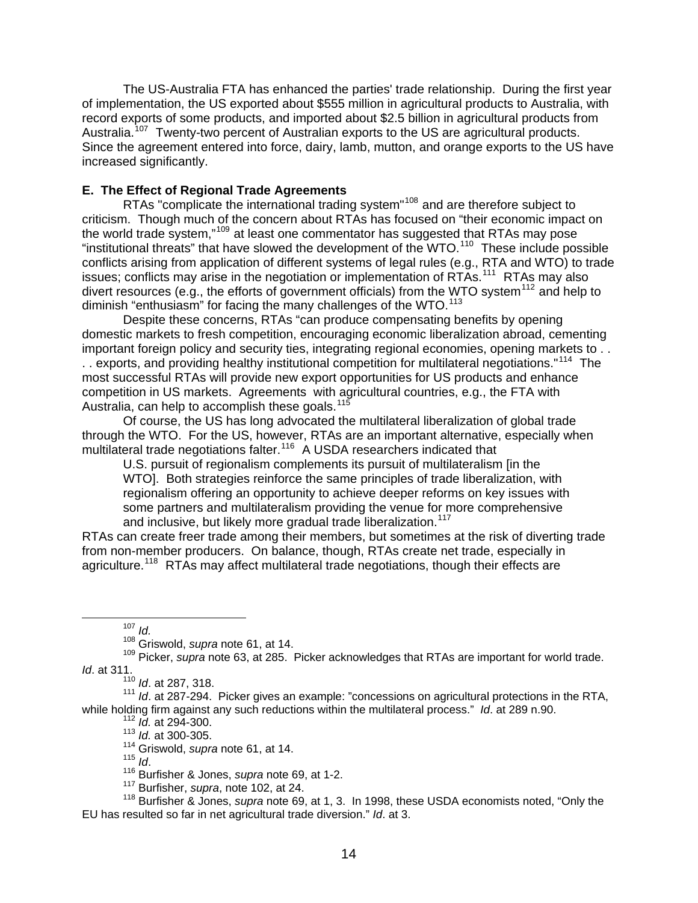The US-Australia FTA has enhanced the parties' trade relationship. During the first year of implementation, the US exported about $555 million in agricultural products to Australia, with record exports of some products, and imported about $2.5 billion in agricultural products from Australia.[107] Twenty-two percent of Australian exports to the US are agricultural products. Since the agreement entered into force, dairy, lamb, mutton, and orange exports to the US have increased significantly.

**E. The Effect of Regional Trade Agreements**

RTAs "complicate the international trading system"[108] and are therefore subject to criticism. Though much of the concern about RTAs has focused on "their economic impact on the world trade system,"[109] at least one commentator has suggested that RTAs may pose "institutional threats" that have slowed the development of the WTO.[110] These include possible conflicts arising from application of different systems of legal rules (e.g., RTA and WTO) to trade issues; conflicts may arise in the negotiation or implementation of RTAs.[111] RTAs may also divert resources (e.g., the efforts of government officials) from the WTO system[112] and help to diminish "enthusiasm" for facing the many challenges of the WTO.[113]

Despite these concerns, RTAs "can produce compensating benefits by opening domestic markets to fresh competition, encouraging economic liberalization abroad, cementing important foreign policy and security ties, integrating regional economies, opening markets to . . . . exports, and providing healthy institutional competition for multilateral negotiations."[114] The most successful RTAs will provide new export opportunities for US products and enhance competition in US markets. Agreements with agricultural countries, e.g., the FTA with Australia, can help to accomplish these goals.[115]

Of course, the US has long advocated the multilateral liberalization of global trade through the WTO. For the US, however, RTAs are an important alternative, especially when multilateral trade negotiations falter.[116] A USDA researchers indicated that

> U.S. pursuit of regionalism complements its pursuit of multilateralism [in the WTO]. Both strategies reinforce the same principles of trade liberalization, with regionalism offering an opportunity to achieve deeper reforms on key issues with some partners and multilateralism providing the venue for more comprehensive and inclusive, but likely more gradual trade liberalization.[117]

RTAs can create freer trade among their members, but sometimes at the risk of diverting trade from non-member producers. On balance, though, RTAs create net trade, especially in agriculture.[118] RTAs may affect multilateral trade negotiations, though their effects are

---

[107] *Id.*

[108] Griswold, *supra* note 61, at 14.

[109] Picker, *supra* note 63, at 285. Picker acknowledges that RTAs are important for world trade. *Id*. at 311.

[110] *Id*. at 287, 318.

[111] *Id*. at 287-294. Picker gives an example: "concessions on agricultural protections in the RTA, while holding firm against any such reductions within the multilateral process." *Id*. at 289 n.90.

[112] *Id.* at 294-300.

[113] *Id.* at 300-305.

[114] Griswold, *supra* note 61, at 14.

[115] *Id*.

[116] Burfisher & Jones, *supra* note 69, at 1-2.

[117] Burfisher, *supra*, note 102, at 24.

[118] Burfisher & Jones, *supra* note 69, at 1, 3. In 1998, these USDA economists noted, "Only the EU has resulted so far in net agricultural trade diversion." *Id*. at 3.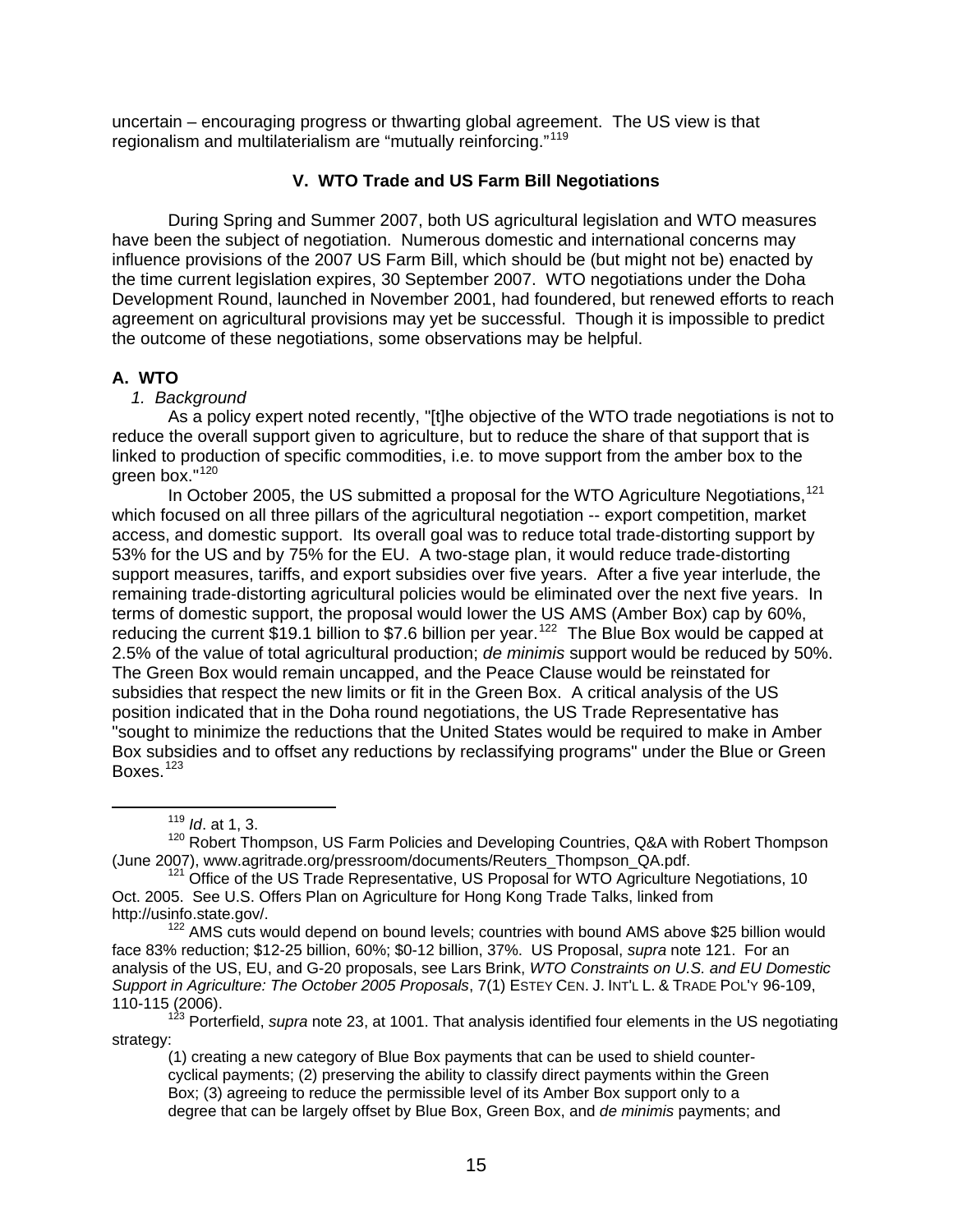uncertain – encouraging progress or thwarting global agreement. The US view is that regionalism and multilaterialism are "mutually reinforcing."[119]

## V. WTO Trade and US Farm Bill Negotiations

During Spring and Summer 2007, both US agricultural legislation and WTO measures have been the subject of negotiation. Numerous domestic and international concerns may influence provisions of the 2007 US Farm Bill, which should be (but might not be) enacted by the time current legislation expires, 30 September 2007. WTO negotiations under the Doha Development Round, launched in November 2001, had foundered, but renewed efforts to reach agreement on agricultural provisions may yet be successful. Though it is impossible to predict the outcome of these negotiations, some observations may be helpful.

### A. WTO

#### *1. Background*

As a policy expert noted recently, "[t]he objective of the WTO trade negotiations is not to reduce the overall support given to agriculture, but to reduce the share of that support that is linked to production of specific commodities, i.e. to move support from the amber box to the green box."[120]

In October 2005, the US submitted a proposal for the WTO Agriculture Negotiations,[121] which focused on all three pillars of the agricultural negotiation -- export competition, market access, and domestic support. Its overall goal was to reduce total trade-distorting support by 53% for the US and by 75% for the EU. A two-stage plan, it would reduce trade-distorting support measures, tariffs, and export subsidies over five years. After a five year interlude, the remaining trade-distorting agricultural policies would be eliminated over the next five years. In terms of domestic support, the proposal would lower the US AMS (Amber Box) cap by 60%, reducing the current $19.1 billion to $7.6 billion per year.[122] The Blue Box would be capped at 2.5% of the value of total agricultural production; *de minimis* support would be reduced by 50%. The Green Box would remain uncapped, and the Peace Clause would be reinstated for subsidies that respect the new limits or fit in the Green Box. A critical analysis of the US position indicated that in the Doha round negotiations, the US Trade Representative has "sought to minimize the reductions that the United States would be required to make in Amber Box subsidies and to offset any reductions by reclassifying programs" under the Blue or Green Boxes.[123]

---

[119] *Id*. at 1, 3.

[120] Robert Thompson, US Farm Policies and Developing Countries, Q&A with Robert Thompson (June 2007), www.agritrade.org/pressroom/documents/Reuters_Thompson_QA.pdf.

[121] Office of the US Trade Representative, US Proposal for WTO Agriculture Negotiations, 10 Oct. 2005. See U.S. Offers Plan on Agriculture for Hong Kong Trade Talks, linked from http://usinfo.state.gov/.

[122] AMS cuts would depend on bound levels; countries with bound AMS above $25 billion would face 83% reduction; $12-25 billion, 60%; $0-12 billion, 37%. US Proposal, *supra* note 121. For an analysis of the US, EU, and G-20 proposals, see Lars Brink, *WTO Constraints on U.S. and EU Domestic Support in Agriculture: The October 2005 Proposals*, 7(1) ESTEY CEN. J. INT'L L. & TRADE POL'Y 96-109, 110-115 (2006).

[123] Porterfield, *supra* note 23, at 1001. That analysis identified four elements in the US negotiating strategy:

> (1) creating a new category of Blue Box payments that can be used to shield counter-cyclical payments; (2) preserving the ability to classify direct payments within the Green Box; (3) agreeing to reduce the permissible level of its Amber Box support only to a degree that can be largely offset by Blue Box, Green Box, and *de minimis* payments; and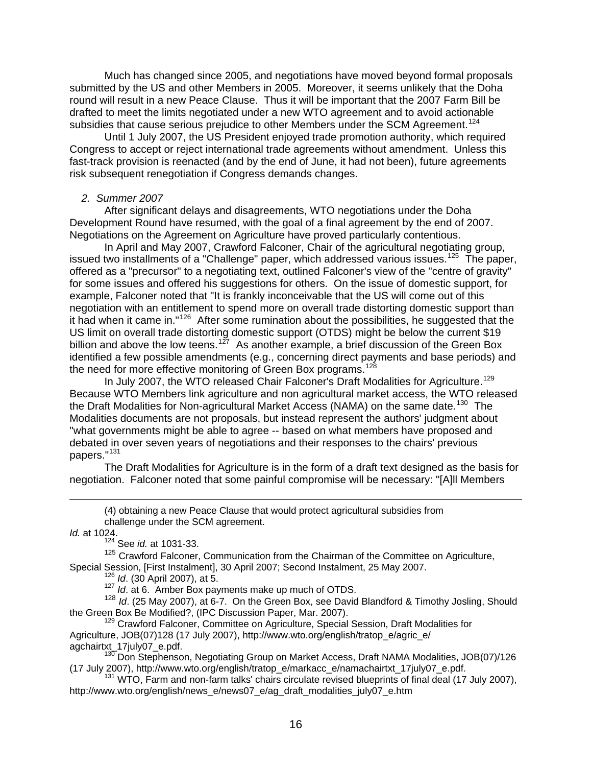Much has changed since 2005, and negotiations have moved beyond formal proposals submitted by the US and other Members in 2005. Moreover, it seems unlikely that the Doha round will result in a new Peace Clause. Thus it will be important that the 2007 Farm Bill be drafted to meet the limits negotiated under a new WTO agreement and to avoid actionable subsidies that cause serious prejudice to other Members under the SCM Agreement.[124]

Until 1 July 2007, the US President enjoyed trade promotion authority, which required Congress to accept or reject international trade agreements without amendment. Unless this fast-track provision is reenacted (and by the end of June, it had not been), future agreements risk subsequent renegotiation if Congress demands changes.

*2. Summer 2007*

After significant delays and disagreements, WTO negotiations under the Doha Development Round have resumed, with the goal of a final agreement by the end of 2007. Negotiations on the Agreement on Agriculture have proved particularly contentious.

In April and May 2007, Crawford Falconer, Chair of the agricultural negotiating group, issued two installments of a "Challenge" paper, which addressed various issues.[125] The paper, offered as a "precursor" to a negotiating text, outlined Falconer's view of the "centre of gravity" for some issues and offered his suggestions for others. On the issue of domestic support, for example, Falconer noted that "It is frankly inconceivable that the US will come out of this negotiation with an entitlement to spend more on overall trade distorting domestic support than it had when it came in."[126] After some rumination about the possibilities, he suggested that the US limit on overall trade distorting domestic support (OTDS) might be below the current $19 billion and above the low teens.[127] As another example, a brief discussion of the Green Box identified a few possible amendments (e.g., concerning direct payments and base periods) and the need for more effective monitoring of Green Box programs.[128]

In July 2007, the WTO released Chair Falconer's Draft Modalities for Agriculture.[129] Because WTO Members link agriculture and non agricultural market access, the WTO released the Draft Modalities for Non-agricultural Market Access (NAMA) on the same date.[130] The Modalities documents are not proposals, but instead represent the authors' judgment about "what governments might be able to agree -- based on what members have proposed and debated in over seven years of negotiations and their responses to the chairs' previous papers."[131]

The Draft Modalities for Agriculture is in the form of a draft text designed as the basis for negotiation. Falconer noted that some painful compromise will be necessary: "[A]ll Members

---

(4) obtaining a new Peace Clause that would protect agricultural subsidies from challenge under the SCM agreement.

*Id.* at 1024.

[124] See *id.* at 1031-33.

[125] Crawford Falconer, Communication from the Chairman of the Committee on Agriculture, Special Session, [First Instalment], 30 April 2007; Second Instalment, 25 May 2007.

[126] *Id*. (30 April 2007), at 5.

[127] *Id*. at 6. Amber Box payments make up much of OTDS.

[128] *Id*. (25 May 2007), at 6-7. On the Green Box, see David Blandford & Timothy Josling, Should the Green Box Be Modified?, (IPC Discussion Paper, Mar. 2007).

[129] Crawford Falconer, Committee on Agriculture, Special Session, Draft Modalities for Agriculture, JOB(07)128 (17 July 2007), http://www.wto.org/english/tratop_e/agric_e/agchairtxt_17july07_e.pdf.

[130] Don Stephenson, Negotiating Group on Market Access, Draft NAMA Modalities, JOB(07)/126 (17 July 2007), http://www.wto.org/english/tratop_e/markacc_e/namachairtxt_17july07_e.pdf.

[131] WTO, Farm and non-farm talks' chairs circulate revised blueprints of final deal (17 July 2007), http://www.wto.org/english/news_e/news07_e/ag_draft_modalities_july07_e.htm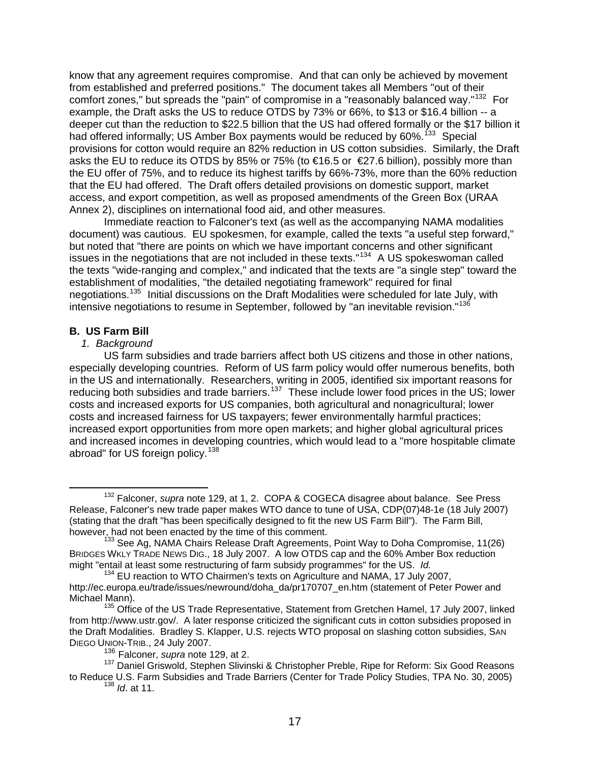know that any agreement requires compromise. And that can only be achieved by movement from established and preferred positions." The document takes all Members "out of their comfort zones," but spreads the "pain" of compromise in a "reasonably balanced way."[132] For example, the Draft asks the US to reduce OTDS by 73% or 66%, to $13 or $16.4 billion -- a deeper cut than the reduction to $22.5 billion that the US had offered formally or the $17 billion it had offered informally; US Amber Box payments would be reduced by 60%.[133] Special provisions for cotton would require an 82% reduction in US cotton subsidies. Similarly, the Draft asks the EU to reduce its OTDS by 85% or 75% (to €16.5 or €27.6 billion), possibly more than the EU offer of 75%, and to reduce its highest tariffs by 66%-73%, more than the 60% reduction that the EU had offered. The Draft offers detailed provisions on domestic support, market access, and export competition, as well as proposed amendments of the Green Box (URAA Annex 2), disciplines on international food aid, and other measures.

Immediate reaction to Falconer's text (as well as the accompanying NAMA modalities document) was cautious. EU spokesmen, for example, called the texts "a useful step forward," but noted that "there are points on which we have important concerns and other significant issues in the negotiations that are not included in these texts."[134] A US spokeswoman called the texts "wide-ranging and complex," and indicated that the texts are "a single step" toward the establishment of modalities, "the detailed negotiating framework" required for final negotiations.[135] Initial discussions on the Draft Modalities were scheduled for late July, with intensive negotiations to resume in September, followed by "an inevitable revision."[136]

### B. US Farm Bill

#### *1. Background*

US farm subsidies and trade barriers affect both US citizens and those in other nations, especially developing countries. Reform of US farm policy would offer numerous benefits, both in the US and internationally. Researchers, writing in 2005, identified six important reasons for reducing both subsidies and trade barriers.[137] These include lower food prices in the US; lower costs and increased exports for US companies, both agricultural and nonagricultural; lower costs and increased fairness for US taxpayers; fewer environmentally harmful practices; increased export opportunities from more open markets; and higher global agricultural prices and increased incomes in developing countries, which would lead to a "more hospitable climate abroad" for US foreign policy.[138]

---

[132] Falconer, *supra* note 129, at 1, 2. COPA & COGECA disagree about balance. See Press Release, Falconer's new trade paper makes WTO dance to tune of USA, CDP(07)48-1e (18 July 2007) (stating that the draft "has been specifically designed to fit the new US Farm Bill"). The Farm Bill, however, had not been enacted by the time of this comment.

[133] See Ag, NAMA Chairs Release Draft Agreements, Point Way to Doha Compromise, 11(26) BRIDGES WKLY TRADE NEWS DIG., 18 July 2007. A low OTDS cap and the 60% Amber Box reduction might "entail at least some restructuring of farm subsidy programmes" for the US. *Id.*

[134] EU reaction to WTO Chairmen's texts on Agriculture and NAMA, 17 July 2007, http://ec.europa.eu/trade/issues/newround/doha_da/pr170707_en.htm (statement of Peter Power and Michael Mann).

[135] Office of the US Trade Representative, Statement from Gretchen Hamel, 17 July 2007, linked from http://www.ustr.gov/. A later response criticized the significant cuts in cotton subsidies proposed in the Draft Modalities. Bradley S. Klapper, U.S. rejects WTO proposal on slashing cotton subsidies, SAN DIEGO UNION-TRIB., 24 July 2007.

[136] Falconer, *supra* note 129, at 2.

[137] Daniel Griswold, Stephen Slivinski & Christopher Preble, Ripe for Reform: Six Good Reasons to Reduce U.S. Farm Subsidies and Trade Barriers (Center for Trade Policy Studies, TPA No. 30, 2005)

[138] *Id*. at 11.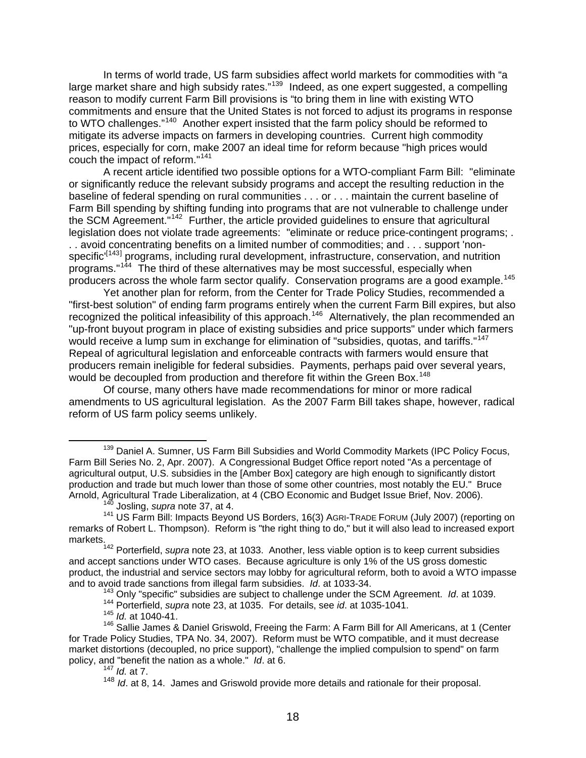In terms of world trade, US farm subsidies affect world markets for commodities with "a large market share and high subsidy rates."[139] Indeed, as one expert suggested, a compelling reason to modify current Farm Bill provisions is "to bring them in line with existing WTO commitments and ensure that the United States is not forced to adjust its programs in response to WTO challenges."[140] Another expert insisted that the farm policy should be reformed to mitigate its adverse impacts on farmers in developing countries. Current high commodity prices, especially for corn, make 2007 an ideal time for reform because "high prices would couch the impact of reform."[141]

A recent article identified two possible options for a WTO-compliant Farm Bill: "eliminate or significantly reduce the relevant subsidy programs and accept the resulting reduction in the baseline of federal spending on rural communities . . . or . . . maintain the current baseline of Farm Bill spending by shifting funding into programs that are not vulnerable to challenge under the SCM Agreement."[142] Further, the article provided guidelines to ensure that agricultural legislation does not violate trade agreements: "eliminate or reduce price-contingent programs; . . . avoid concentrating benefits on a limited number of commodities; and . . . support 'non-specific'[143] programs, including rural development, infrastructure, conservation, and nutrition programs."[144] The third of these alternatives may be most successful, especially when producers across the whole farm sector qualify. Conservation programs are a good example.[145]

Yet another plan for reform, from the Center for Trade Policy Studies, recommended a "first-best solution" of ending farm programs entirely when the current Farm Bill expires, but also recognized the political infeasibility of this approach.[146] Alternatively, the plan recommended an "up-front buyout program in place of existing subsidies and price supports" under which farmers would receive a lump sum in exchange for elimination of "subsidies, quotas, and tariffs."[147] Repeal of agricultural legislation and enforceable contracts with farmers would ensure that producers remain ineligible for federal subsidies. Payments, perhaps paid over several years, would be decoupled from production and therefore fit within the Green Box.[148]

Of course, many others have made recommendations for minor or more radical amendments to US agricultural legislation. As the 2007 Farm Bill takes shape, however, radical reform of US farm policy seems unlikely.

---

[139] Daniel A. Sumner, US Farm Bill Subsidies and World Commodity Markets (IPC Policy Focus, Farm Bill Series No. 2, Apr. 2007). A Congressional Budget Office report noted "As a percentage of agricultural output, U.S. subsidies in the [Amber Box] category are high enough to significantly distort production and trade but much lower than those of some other countries, most notably the EU." Bruce Arnold, Agricultural Trade Liberalization, at 4 (CBO Economic and Budget Issue Brief, Nov. 2006).

[140] Josling, *supra* note 37, at 4.

[141] US Farm Bill: Impacts Beyond US Borders, 16(3) AGRI-TRADE FORUM (July 2007) (reporting on remarks of Robert L. Thompson). Reform is "the right thing to do," but it will also lead to increased export markets.

[142] Porterfield, *supra* note 23, at 1033. Another, less viable option is to keep current subsidies and accept sanctions under WTO cases. Because agriculture is only 1% of the US gross domestic product, the industrial and service sectors may lobby for agricultural reform, both to avoid a WTO impasse and to avoid trade sanctions from illegal farm subsidies. *Id*. at 1033-34.

[143] Only "specific" subsidies are subject to challenge under the SCM Agreement. *Id*. at 1039.

[144] Porterfield, *supra* note 23, at 1035. For details, see *id*. at 1035-1041.

[145] *Id.* at 1040-41.

[146] Sallie James & Daniel Griswold, Freeing the Farm: A Farm Bill for All Americans, at 1 (Center for Trade Policy Studies, TPA No. 34, 2007). Reform must be WTO compatible, and it must decrease market distortions (decoupled, no price support), "challenge the implied compulsion to spend" on farm policy, and "benefit the nation as a whole." *Id*. at 6.

[147] *Id.* at 7.

[148] *Id*. at 8, 14. James and Griswold provide more details and rationale for their proposal.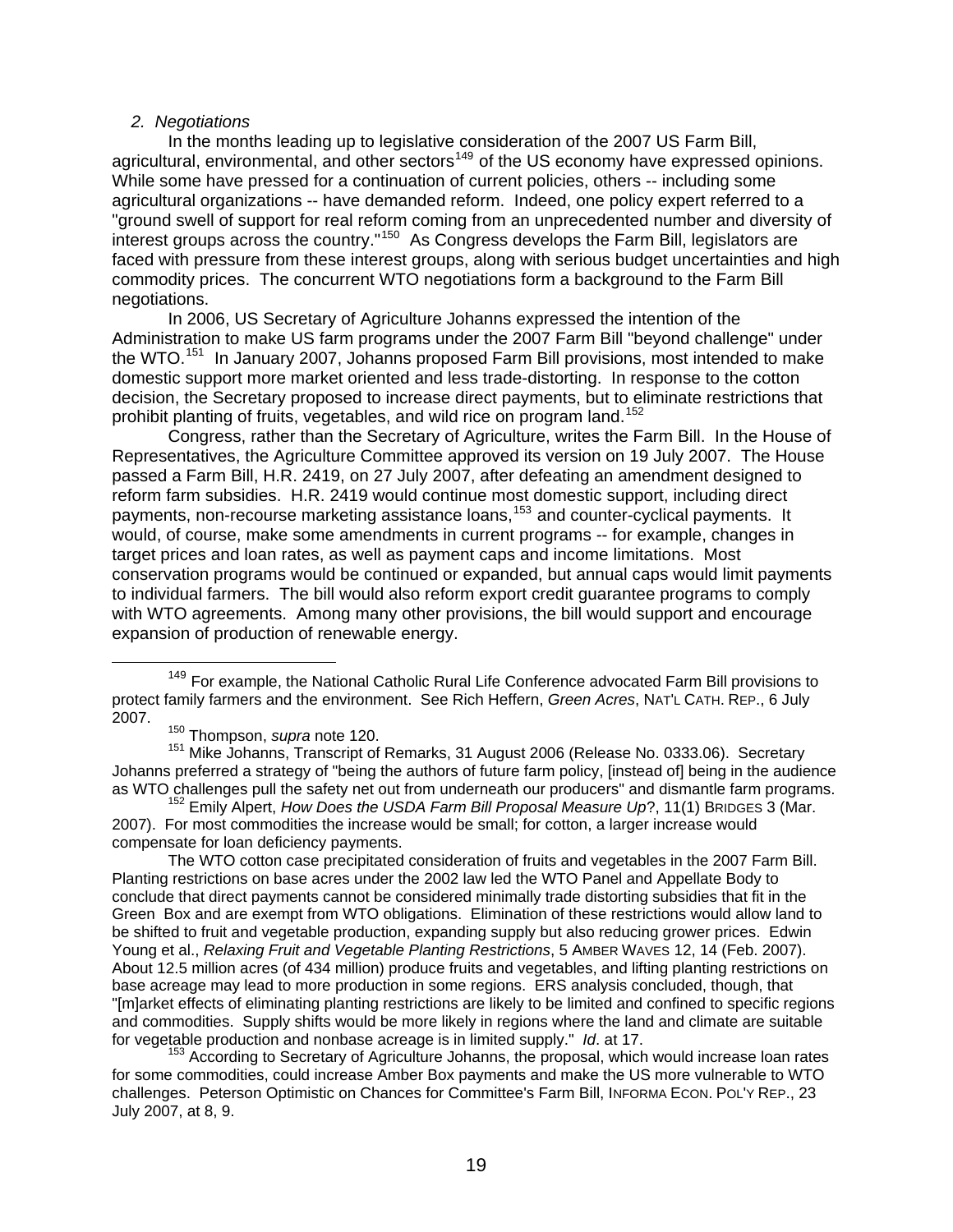*2. Negotiations*

In the months leading up to legislative consideration of the 2007 US Farm Bill, agricultural, environmental, and other sectors[149] of the US economy have expressed opinions. While some have pressed for a continuation of current policies, others -- including some agricultural organizations -- have demanded reform. Indeed, one policy expert referred to a "ground swell of support for real reform coming from an unprecedented number and diversity of interest groups across the country."[150] As Congress develops the Farm Bill, legislators are faced with pressure from these interest groups, along with serious budget uncertainties and high commodity prices. The concurrent WTO negotiations form a background to the Farm Bill negotiations.

In 2006, US Secretary of Agriculture Johanns expressed the intention of the Administration to make US farm programs under the 2007 Farm Bill "beyond challenge" under the WTO.[151] In January 2007, Johanns proposed Farm Bill provisions, most intended to make domestic support more market oriented and less trade-distorting. In response to the cotton decision, the Secretary proposed to increase direct payments, but to eliminate restrictions that prohibit planting of fruits, vegetables, and wild rice on program land.[152]

Congress, rather than the Secretary of Agriculture, writes the Farm Bill. In the House of Representatives, the Agriculture Committee approved its version on 19 July 2007. The House passed a Farm Bill, H.R. 2419, on 27 July 2007, after defeating an amendment designed to reform farm subsidies. H.R. 2419 would continue most domestic support, including direct payments, non-recourse marketing assistance loans,[153] and counter-cyclical payments. It would, of course, make some amendments in current programs -- for example, changes in target prices and loan rates, as well as payment caps and income limitations. Most conservation programs would be continued or expanded, but annual caps would limit payments to individual farmers. The bill would also reform export credit guarantee programs to comply with WTO agreements. Among many other provisions, the bill would support and encourage expansion of production of renewable energy.

---

[149] For example, the National Catholic Rural Life Conference advocated Farm Bill provisions to protect family farmers and the environment. See Rich Heffern, *Green Acres*, NAT'L CATH. REP., 6 July 2007.

[150] Thompson, *supra* note 120.

[151] Mike Johanns, Transcript of Remarks, 31 August 2006 (Release No. 0333.06). Secretary Johanns preferred a strategy of "being the authors of future farm policy, [instead of] being in the audience as WTO challenges pull the safety net out from underneath our producers" and dismantle farm programs.

[152] Emily Alpert, *How Does the USDA Farm Bill Proposal Measure Up*?, 11(1) BRIDGES 3 (Mar. 2007). For most commodities the increase would be small; for cotton, a larger increase would compensate for loan deficiency payments.

The WTO cotton case precipitated consideration of fruits and vegetables in the 2007 Farm Bill. Planting restrictions on base acres under the 2002 law led the WTO Panel and Appellate Body to conclude that direct payments cannot be considered minimally trade distorting subsidies that fit in the Green Box and are exempt from WTO obligations. Elimination of these restrictions would allow land to be shifted to fruit and vegetable production, expanding supply but also reducing grower prices. Edwin Young et al., *Relaxing Fruit and Vegetable Planting Restrictions*, 5 AMBER WAVES 12, 14 (Feb. 2007). About 12.5 million acres (of 434 million) produce fruits and vegetables, and lifting planting restrictions on base acreage may lead to more production in some regions. ERS analysis concluded, though, that "[m]arket effects of eliminating planting restrictions are likely to be limited and confined to specific regions and commodities. Supply shifts would be more likely in regions where the land and climate are suitable for vegetable production and nonbase acreage is in limited supply." *Id*. at 17.

[153] According to Secretary of Agriculture Johanns, the proposal, which would increase loan rates for some commodities, could increase Amber Box payments and make the US more vulnerable to WTO challenges. Peterson Optimistic on Chances for Committee's Farm Bill, INFORMA ECON. POL'Y REP., 23 July 2007, at 8, 9.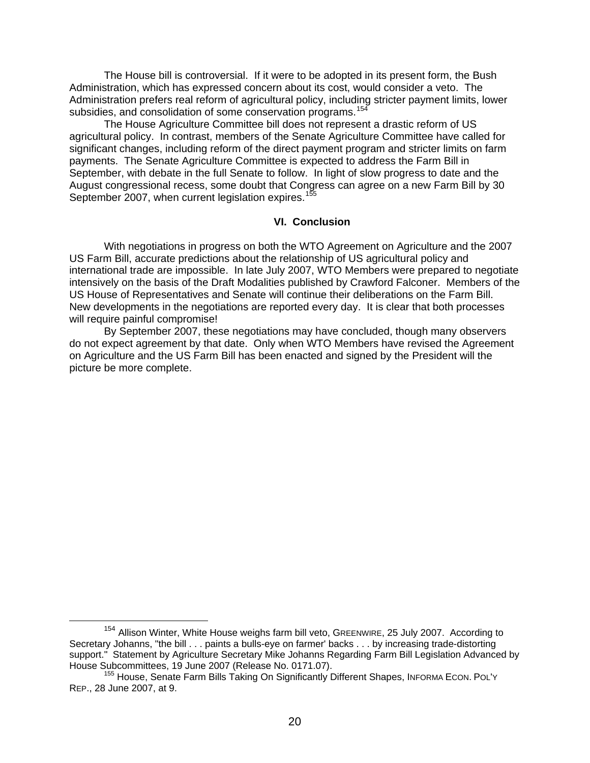The House bill is controversial. If it were to be adopted in its present form, the Bush Administration, which has expressed concern about its cost, would consider a veto. The Administration prefers real reform of agricultural policy, including stricter payment limits, lower subsidies, and consolidation of some conservation programs.[154]

The House Agriculture Committee bill does not represent a drastic reform of US agricultural policy. In contrast, members of the Senate Agriculture Committee have called for significant changes, including reform of the direct payment program and stricter limits on farm payments. The Senate Agriculture Committee is expected to address the Farm Bill in September, with debate in the full Senate to follow. In light of slow progress to date and the August congressional recess, some doubt that Congress can agree on a new Farm Bill by 30 September 2007, when current legislation expires.[155]

## VI. Conclusion

With negotiations in progress on both the WTO Agreement on Agriculture and the 2007 US Farm Bill, accurate predictions about the relationship of US agricultural policy and international trade are impossible. In late July 2007, WTO Members were prepared to negotiate intensively on the basis of the Draft Modalities published by Crawford Falconer. Members of the US House of Representatives and Senate will continue their deliberations on the Farm Bill. New developments in the negotiations are reported every day. It is clear that both processes will require painful compromise!

By September 2007, these negotiations may have concluded, though many observers do not expect agreement by that date. Only when WTO Members have revised the Agreement on Agriculture and the US Farm Bill has been enacted and signed by the President will the picture be more complete.

---

[154] Allison Winter, White House weighs farm bill veto, GREENWIRE, 25 July 2007. According to Secretary Johanns, "the bill . . . paints a bulls-eye on farmer' backs . . . by increasing trade-distorting support." Statement by Agriculture Secretary Mike Johanns Regarding Farm Bill Legislation Advanced by House Subcommittees, 19 June 2007 (Release No. 0171.07).

[155] House, Senate Farm Bills Taking On Significantly Different Shapes, INFORMA ECON. POL'Y REP., 28 June 2007, at 9.